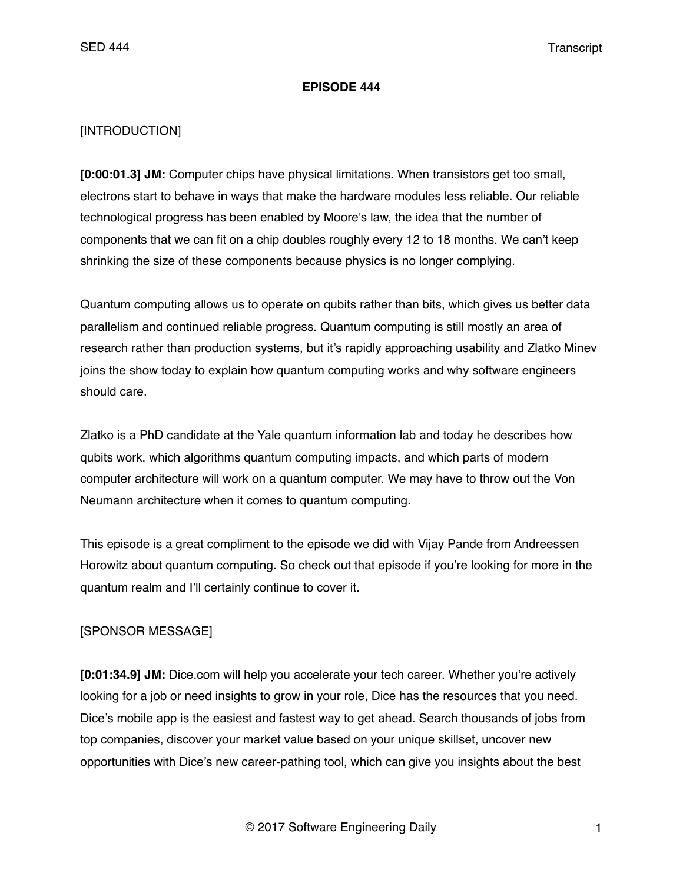# EPISODE 444

[INTRODUCTION]

**[0:00:01.3] JM:** Computer chips have physical limitations. When transistors get too small, electrons start to behave in ways that make the hardware modules less reliable. Our reliable technological progress has been enabled by Moore's law, the idea that the number of components that we can fit on a chip doubles roughly every 12 to 18 months. We can't keep shrinking the size of these components because physics is no longer complying.

Quantum computing allows us to operate on qubits rather than bits, which gives us better data parallelism and continued reliable progress. Quantum computing is still mostly an area of research rather than production systems, but it's rapidly approaching usability and Zlatko Minev joins the show today to explain how quantum computing works and why software engineers should care.

Zlatko is a PhD candidate at the Yale quantum information lab and today he describes how qubits work, which algorithms quantum computing impacts, and which parts of modern computer architecture will work on a quantum computer. We may have to throw out the Von Neumann architecture when it comes to quantum computing.

This episode is a great compliment to the episode we did with Vijay Pande from Andreessen Horowitz about quantum computing. So check out that episode if you're looking for more in the quantum realm and I'll certainly continue to cover it.

[SPONSOR MESSAGE]

**[0:01:34.9] JM:** Dice.com will help you accelerate your tech career. Whether you're actively looking for a job or need insights to grow in your role, Dice has the resources that you need. Dice's mobile app is the easiest and fastest way to get ahead. Search thousands of jobs from top companies, discover your market value based on your unique skillset, uncover new opportunities with Dice's new career-pathing tool, which can give you insights about the best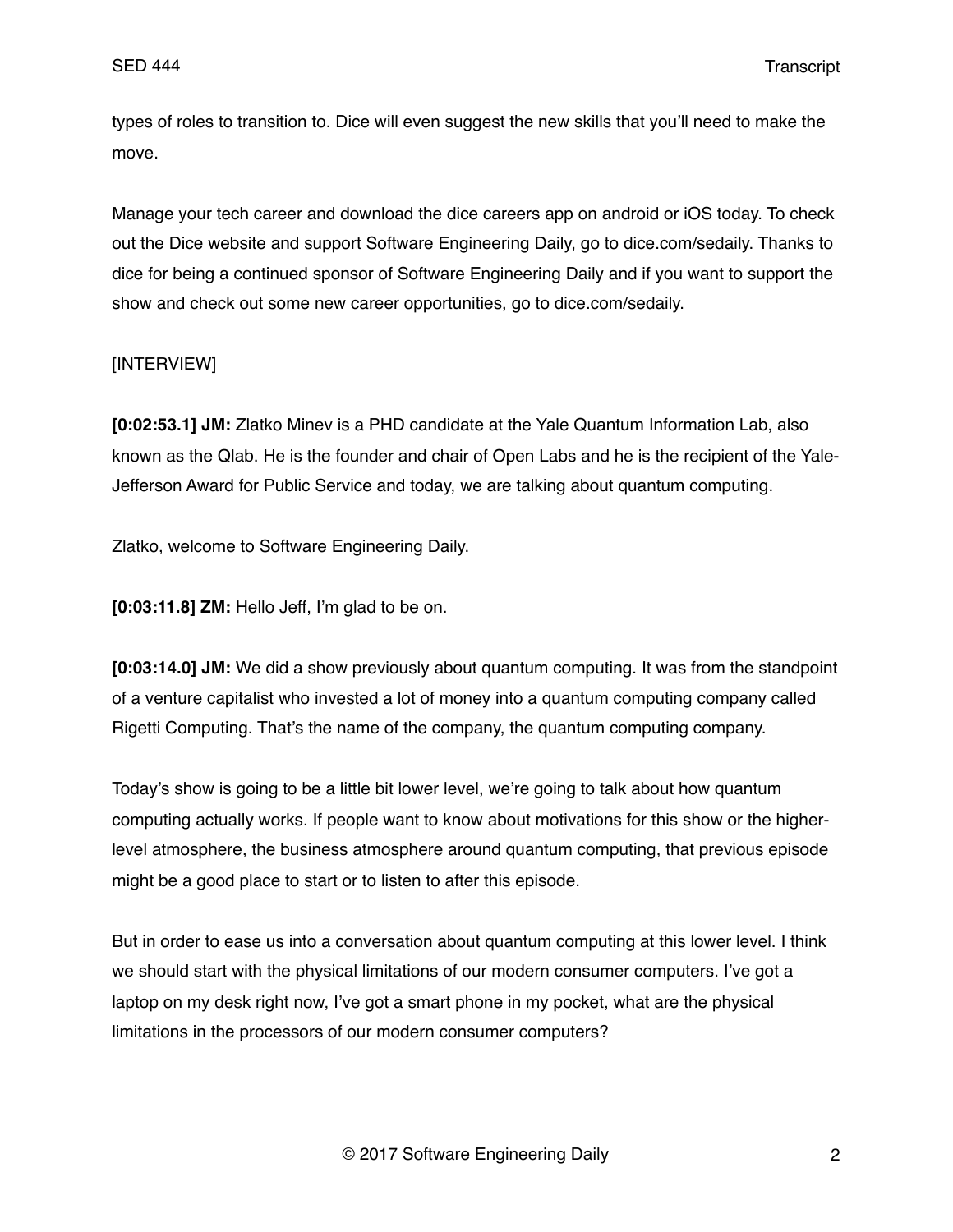types of roles to transition to. Dice will even suggest the new skills that you'll need to make the move.

Manage your tech career and download the dice careers app on android or iOS today. To check out the Dice website and support Software Engineering Daily, go to dice.com/sedaily. Thanks to dice for being a continued sponsor of Software Engineering Daily and if you want to support the show and check out some new career opportunities, go to dice.com/sedaily.

[INTERVIEW]

**[0:02:53.1] JM:** Zlatko Minev is a PHD candidate at the Yale Quantum Information Lab, also known as the Qlab. He is the founder and chair of Open Labs and he is the recipient of the Yale-Jefferson Award for Public Service and today, we are talking about quantum computing.

Zlatko, welcome to Software Engineering Daily.

**[0:03:11.8] ZM:** Hello Jeff, I'm glad to be on.

**[0:03:14.0] JM:** We did a show previously about quantum computing. It was from the standpoint of a venture capitalist who invested a lot of money into a quantum computing company called Rigetti Computing. That's the name of the company, the quantum computing company.

Today's show is going to be a little bit lower level, we're going to talk about how quantum computing actually works. If people want to know about motivations for this show or the higher-level atmosphere, the business atmosphere around quantum computing, that previous episode might be a good place to start or to listen to after this episode.

But in order to ease us into a conversation about quantum computing at this lower level. I think we should start with the physical limitations of our modern consumer computers. I've got a laptop on my desk right now, I've got a smart phone in my pocket, what are the physical limitations in the processors of our modern consumer computers?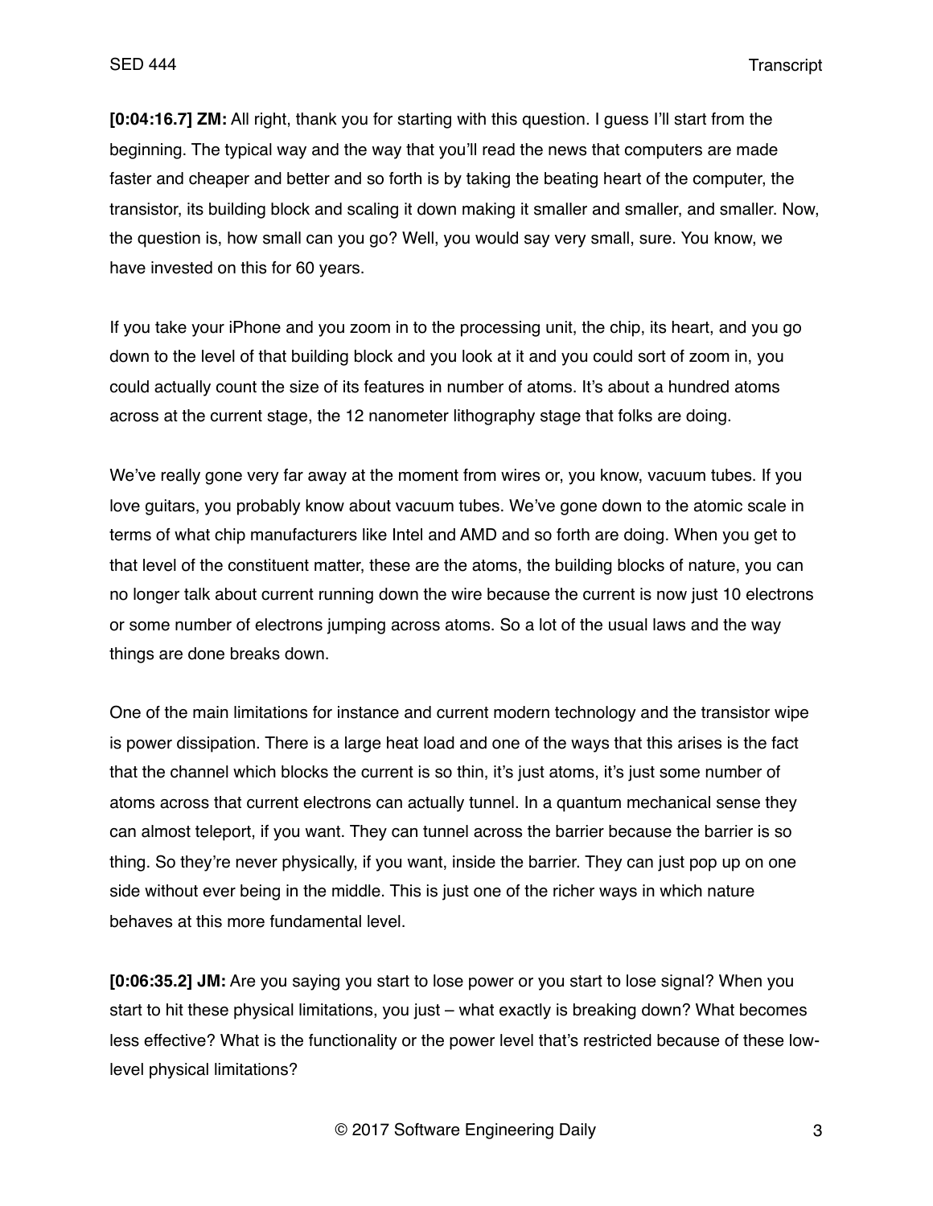**[0:04:16.7] ZM:** All right, thank you for starting with this question. I guess I'll start from the beginning. The typical way and the way that you'll read the news that computers are made faster and cheaper and better and so forth is by taking the beating heart of the computer, the transistor, its building block and scaling it down making it smaller and smaller, and smaller. Now, the question is, how small can you go? Well, you would say very small, sure. You know, we have invested on this for 60 years.

If you take your iPhone and you zoom in to the processing unit, the chip, its heart, and you go down to the level of that building block and you look at it and you could sort of zoom in, you could actually count the size of its features in number of atoms. It's about a hundred atoms across at the current stage, the 12 nanometer lithography stage that folks are doing.

We've really gone very far away at the moment from wires or, you know, vacuum tubes. If you love guitars, you probably know about vacuum tubes. We've gone down to the atomic scale in terms of what chip manufacturers like Intel and AMD and so forth are doing. When you get to that level of the constituent matter, these are the atoms, the building blocks of nature, you can no longer talk about current running down the wire because the current is now just 10 electrons or some number of electrons jumping across atoms. So a lot of the usual laws and the way things are done breaks down.

One of the main limitations for instance and current modern technology and the transistor wipe is power dissipation. There is a large heat load and one of the ways that this arises is the fact that the channel which blocks the current is so thin, it's just atoms, it's just some number of atoms across that current electrons can actually tunnel. In a quantum mechanical sense they can almost teleport, if you want. They can tunnel across the barrier because the barrier is so thing. So they're never physically, if you want, inside the barrier. They can just pop up on one side without ever being in the middle. This is just one of the richer ways in which nature behaves at this more fundamental level.

**[0:06:35.2] JM:** Are you saying you start to lose power or you start to lose signal? When you start to hit these physical limitations, you just – what exactly is breaking down? What becomes less effective? What is the functionality or the power level that's restricted because of these low-level physical limitations?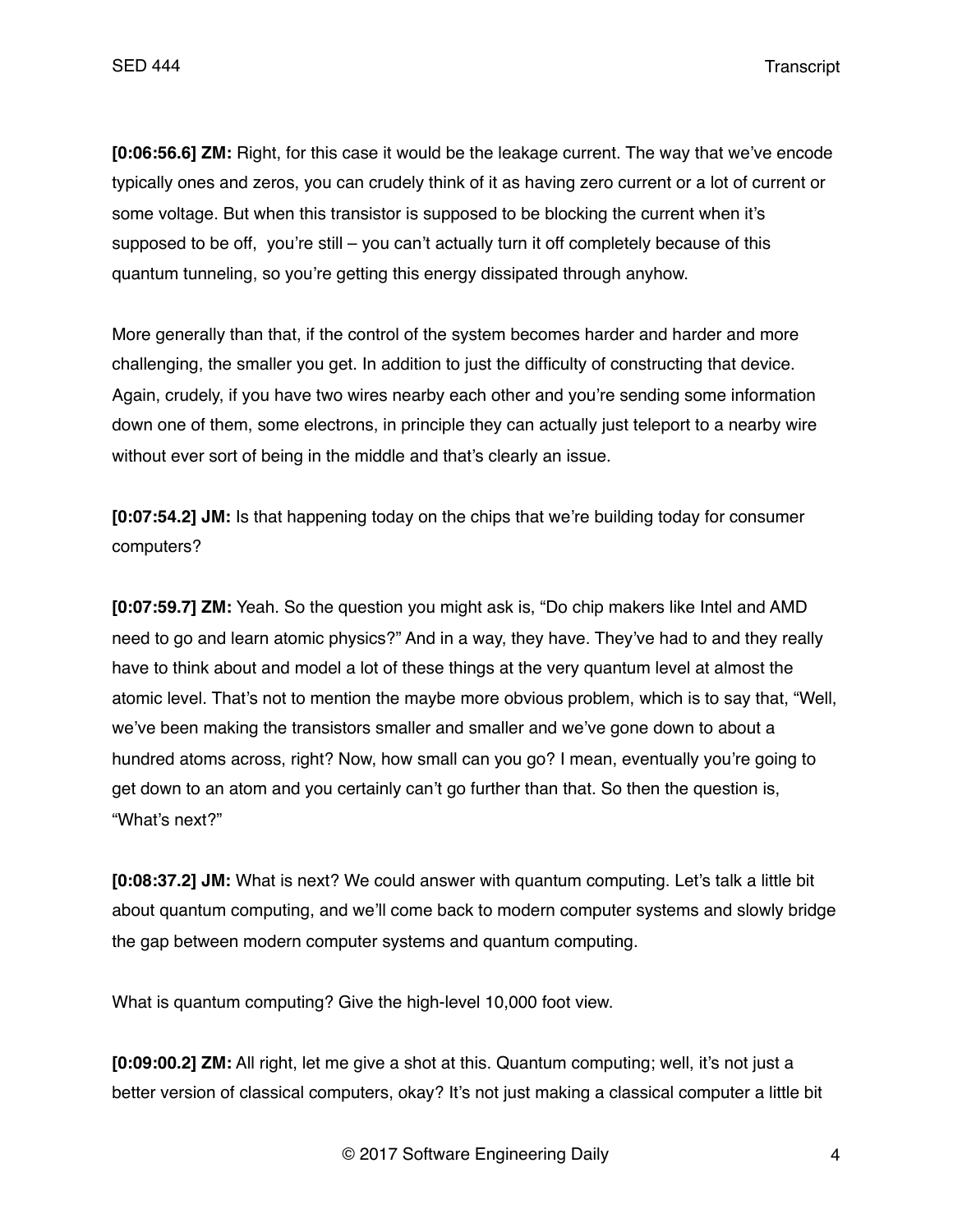**[0:06:56.6] ZM:** Right, for this case it would be the leakage current. The way that we've encode typically ones and zeros, you can crudely think of it as having zero current or a lot of current or some voltage. But when this transistor is supposed to be blocking the current when it's supposed to be off, you're still – you can't actually turn it off completely because of this quantum tunneling, so you're getting this energy dissipated through anyhow.

More generally than that, if the control of the system becomes harder and harder and more challenging, the smaller you get. In addition to just the difficulty of constructing that device. Again, crudely, if you have two wires nearby each other and you're sending some information down one of them, some electrons, in principle they can actually just teleport to a nearby wire without ever sort of being in the middle and that's clearly an issue.

**[0:07:54.2] JM:** Is that happening today on the chips that we're building today for consumer computers?

**[0:07:59.7] ZM:** Yeah. So the question you might ask is, "Do chip makers like Intel and AMD need to go and learn atomic physics?" And in a way, they have. They've had to and they really have to think about and model a lot of these things at the very quantum level at almost the atomic level. That's not to mention the maybe more obvious problem, which is to say that, "Well, we've been making the transistors smaller and smaller and we've gone down to about a hundred atoms across, right? Now, how small can you go? I mean, eventually you're going to get down to an atom and you certainly can't go further than that. So then the question is, "What's next?"

**[0:08:37.2] JM:** What is next? We could answer with quantum computing. Let's talk a little bit about quantum computing, and we'll come back to modern computer systems and slowly bridge the gap between modern computer systems and quantum computing.

What is quantum computing? Give the high-level 10,000 foot view.

**[0:09:00.2] ZM:** All right, let me give a shot at this. Quantum computing; well, it's not just a better version of classical computers, okay? It's not just making a classical computer a little bit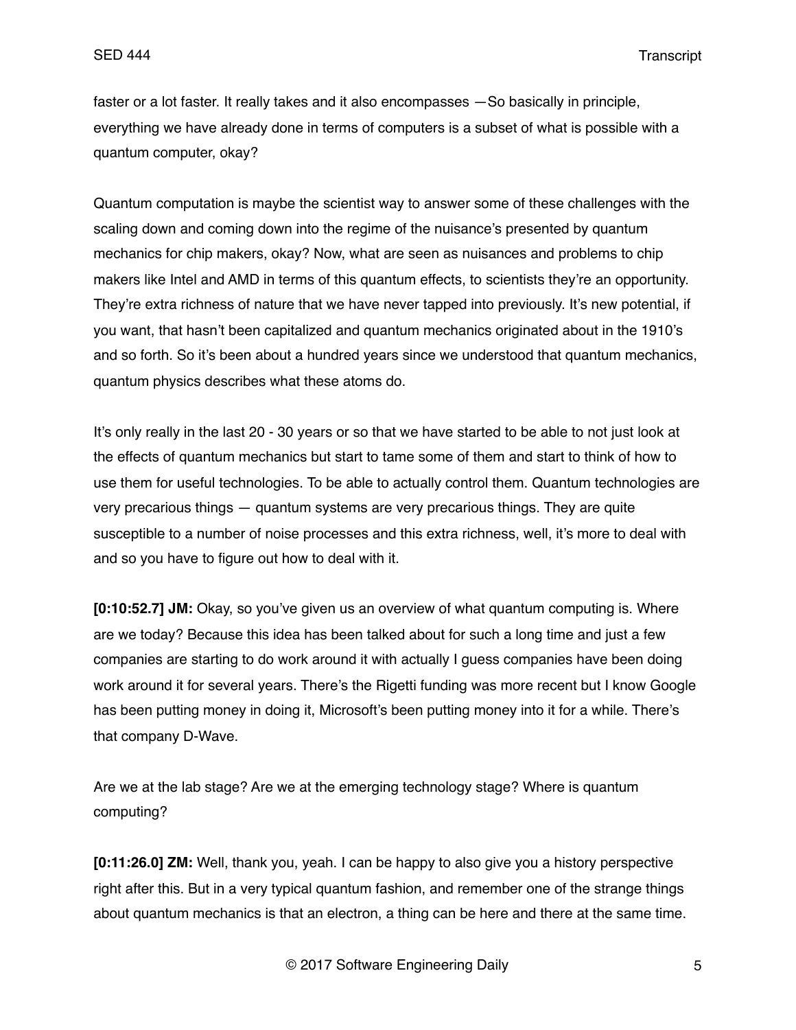faster or a lot faster. It really takes and it also encompasses —So basically in principle, everything we have already done in terms of computers is a subset of what is possible with a quantum computer, okay?

Quantum computation is maybe the scientist way to answer some of these challenges with the scaling down and coming down into the regime of the nuisance's presented by quantum mechanics for chip makers, okay? Now, what are seen as nuisances and problems to chip makers like Intel and AMD in terms of this quantum effects, to scientists they're an opportunity. They're extra richness of nature that we have never tapped into previously. It's new potential, if you want, that hasn't been capitalized and quantum mechanics originated about in the 1910's and so forth. So it's been about a hundred years since we understood that quantum mechanics, quantum physics describes what these atoms do.

It's only really in the last 20 - 30 years or so that we have started to be able to not just look at the effects of quantum mechanics but start to tame some of them and start to think of how to use them for useful technologies. To be able to actually control them. Quantum technologies are very precarious things — quantum systems are very precarious things. They are quite susceptible to a number of noise processes and this extra richness, well, it's more to deal with and so you have to figure out how to deal with it.

**[0:10:52.7] JM:** Okay, so you've given us an overview of what quantum computing is. Where are we today? Because this idea has been talked about for such a long time and just a few companies are starting to do work around it with actually I guess companies have been doing work around it for several years. There's the Rigetti funding was more recent but I know Google has been putting money in doing it, Microsoft's been putting money into it for a while. There's that company D-Wave.

Are we at the lab stage? Are we at the emerging technology stage? Where is quantum computing?

**[0:11:26.0] ZM:** Well, thank you, yeah. I can be happy to also give you a history perspective right after this. But in a very typical quantum fashion, and remember one of the strange things about quantum mechanics is that an electron, a thing can be here and there at the same time.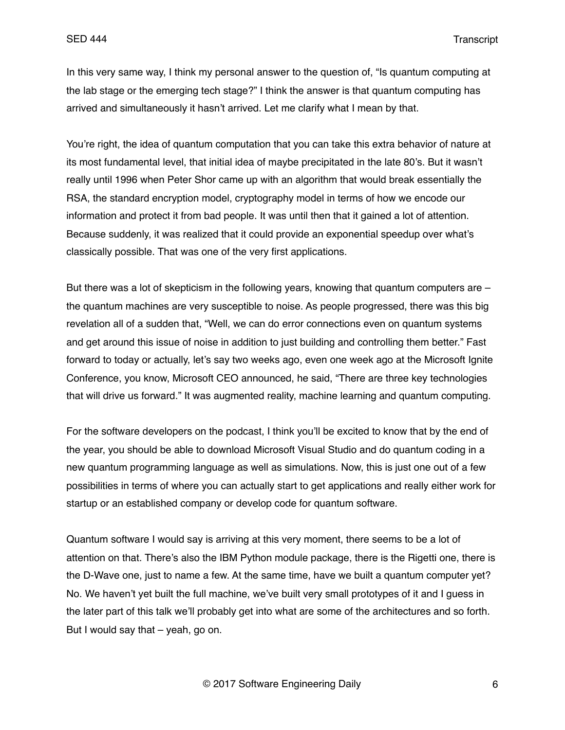In this very same way, I think my personal answer to the question of, "Is quantum computing at the lab stage or the emerging tech stage?" I think the answer is that quantum computing has arrived and simultaneously it hasn't arrived. Let me clarify what I mean by that.

You're right, the idea of quantum computation that you can take this extra behavior of nature at its most fundamental level, that initial idea of maybe precipitated in the late 80's. But it wasn't really until 1996 when Peter Shor came up with an algorithm that would break essentially the RSA, the standard encryption model, cryptography model in terms of how we encode our information and protect it from bad people. It was until then that it gained a lot of attention. Because suddenly, it was realized that it could provide an exponential speedup over what's classically possible. That was one of the very first applications.

But there was a lot of skepticism in the following years, knowing that quantum computers are – the quantum machines are very susceptible to noise. As people progressed, there was this big revelation all of a sudden that, "Well, we can do error connections even on quantum systems and get around this issue of noise in addition to just building and controlling them better." Fast forward to today or actually, let's say two weeks ago, even one week ago at the Microsoft Ignite Conference, you know, Microsoft CEO announced, he said, "There are three key technologies that will drive us forward." It was augmented reality, machine learning and quantum computing.

For the software developers on the podcast, I think you'll be excited to know that by the end of the year, you should be able to download Microsoft Visual Studio and do quantum coding in a new quantum programming language as well as simulations. Now, this is just one out of a few possibilities in terms of where you can actually start to get applications and really either work for startup or an established company or develop code for quantum software.

Quantum software I would say is arriving at this very moment, there seems to be a lot of attention on that. There's also the IBM Python module package, there is the Rigetti one, there is the D-Wave one, just to name a few. At the same time, have we built a quantum computer yet? No. We haven't yet built the full machine, we've built very small prototypes of it and I guess in the later part of this talk we'll probably get into what are some of the architectures and so forth. But I would say that – yeah, go on.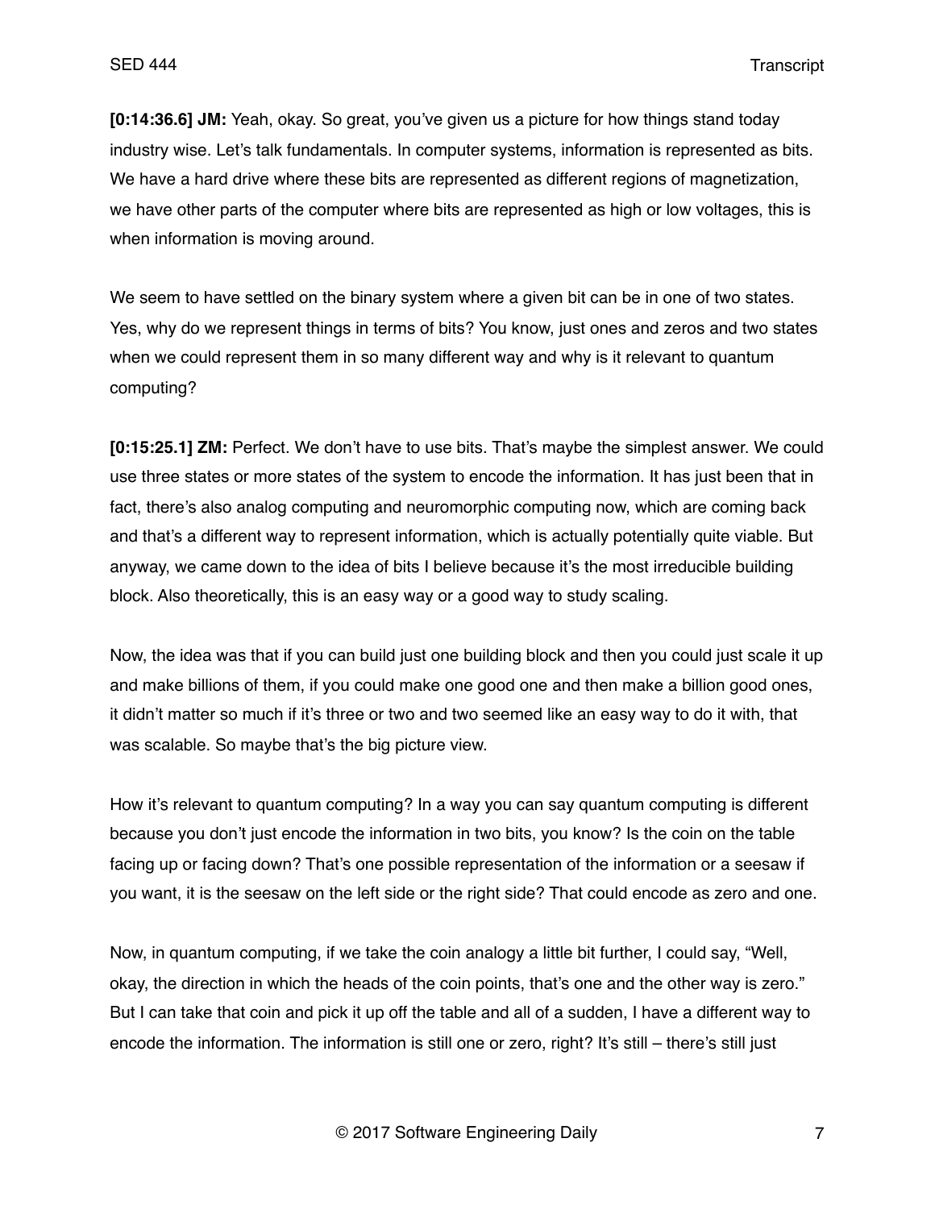**[0:14:36.6] JM:** Yeah, okay. So great, you've given us a picture for how things stand today industry wise. Let's talk fundamentals. In computer systems, information is represented as bits. We have a hard drive where these bits are represented as different regions of magnetization, we have other parts of the computer where bits are represented as high or low voltages, this is when information is moving around.

We seem to have settled on the binary system where a given bit can be in one of two states. Yes, why do we represent things in terms of bits? You know, just ones and zeros and two states when we could represent them in so many different way and why is it relevant to quantum computing?

**[0:15:25.1] ZM:** Perfect. We don't have to use bits. That's maybe the simplest answer. We could use three states or more states of the system to encode the information. It has just been that in fact, there's also analog computing and neuromorphic computing now, which are coming back and that's a different way to represent information, which is actually potentially quite viable. But anyway, we came down to the idea of bits I believe because it's the most irreducible building block. Also theoretically, this is an easy way or a good way to study scaling.

Now, the idea was that if you can build just one building block and then you could just scale it up and make billions of them, if you could make one good one and then make a billion good ones, it didn't matter so much if it's three or two and two seemed like an easy way to do it with, that was scalable. So maybe that's the big picture view.

How it's relevant to quantum computing? In a way you can say quantum computing is different because you don't just encode the information in two bits, you know? Is the coin on the table facing up or facing down? That's one possible representation of the information or a seesaw if you want, it is the seesaw on the left side or the right side? That could encode as zero and one.

Now, in quantum computing, if we take the coin analogy a little bit further, I could say, "Well, okay, the direction in which the heads of the coin points, that's one and the other way is zero." But I can take that coin and pick it up off the table and all of a sudden, I have a different way to encode the information. The information is still one or zero, right? It's still – there's still just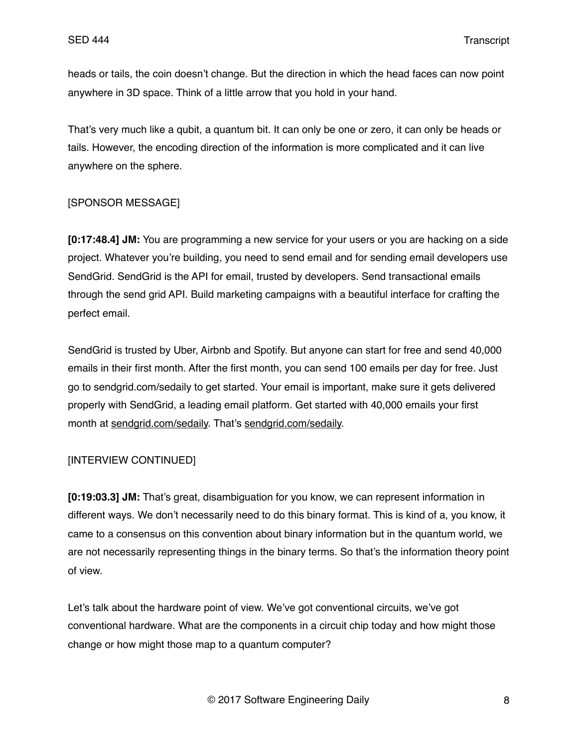heads or tails, the coin doesn't change. But the direction in which the head faces can now point anywhere in 3D space. Think of a little arrow that you hold in your hand.

That's very much like a qubit, a quantum bit. It can only be one or zero, it can only be heads or tails. However, the encoding direction of the information is more complicated and it can live anywhere on the sphere.

[SPONSOR MESSAGE]

**[0:17:48.4] JM:** You are programming a new service for your users or you are hacking on a side project. Whatever you're building, you need to send email and for sending email developers use SendGrid. SendGrid is the API for email, trusted by developers. Send transactional emails through the send grid API. Build marketing campaigns with a beautiful interface for crafting the perfect email.

SendGrid is trusted by Uber, Airbnb and Spotify. But anyone can start for free and send 40,000 emails in their first month. After the first month, you can send 100 emails per day for free. Just go to sendgrid.com/sedaily to get started. Your email is important, make sure it gets delivered properly with SendGrid, a leading email platform. Get started with 40,000 emails your first month at sendgrid.com/sedaily. That's sendgrid.com/sedaily.

[INTERVIEW CONTINUED]

**[0:19:03.3] JM:** That's great, disambiguation for you know, we can represent information in different ways. We don't necessarily need to do this binary format. This is kind of a, you know, it came to a consensus on this convention about binary information but in the quantum world, we are not necessarily representing things in the binary terms. So that's the information theory point of view.

Let's talk about the hardware point of view. We've got conventional circuits, we've got conventional hardware. What are the components in a circuit chip today and how might those change or how might those map to a quantum computer?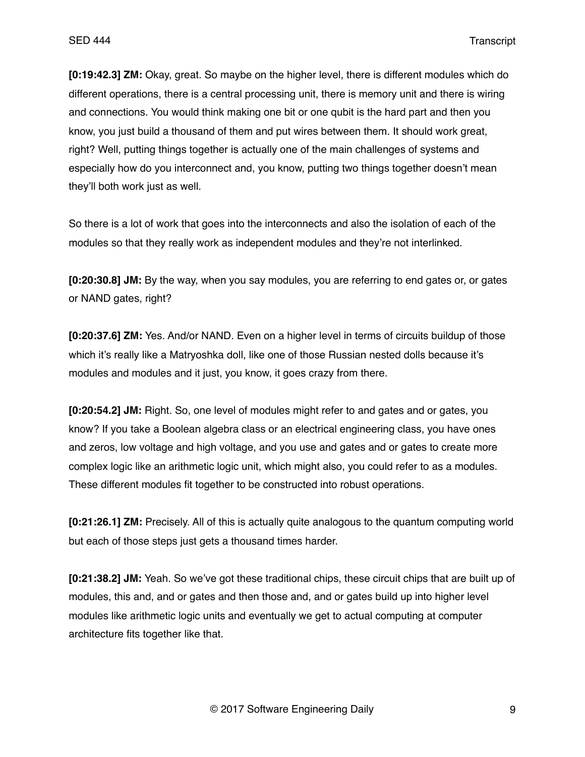**[0:19:42.3] ZM:** Okay, great. So maybe on the higher level, there is different modules which do different operations, there is a central processing unit, there is memory unit and there is wiring and connections. You would think making one bit or one qubit is the hard part and then you know, you just build a thousand of them and put wires between them. It should work great, right? Well, putting things together is actually one of the main challenges of systems and especially how do you interconnect and, you know, putting two things together doesn't mean they'll both work just as well.

So there is a lot of work that goes into the interconnects and also the isolation of each of the modules so that they really work as independent modules and they're not interlinked.

**[0:20:30.8] JM:** By the way, when you say modules, you are referring to end gates or, or gates or NAND gates, right?

**[0:20:37.6] ZM:** Yes. And/or NAND. Even on a higher level in terms of circuits buildup of those which it's really like a Matryoshka doll, like one of those Russian nested dolls because it's modules and modules and it just, you know, it goes crazy from there.

**[0:20:54.2] JM:** Right. So, one level of modules might refer to and gates and or gates, you know? If you take a Boolean algebra class or an electrical engineering class, you have ones and zeros, low voltage and high voltage, and you use and gates and or gates to create more complex logic like an arithmetic logic unit, which might also, you could refer to as a modules. These different modules fit together to be constructed into robust operations.

**[0:21:26.1] ZM:** Precisely. All of this is actually quite analogous to the quantum computing world but each of those steps just gets a thousand times harder.

**[0:21:38.2] JM:** Yeah. So we've got these traditional chips, these circuit chips that are built up of modules, this and, and or gates and then those and, and or gates build up into higher level modules like arithmetic logic units and eventually we get to actual computing at computer architecture fits together like that.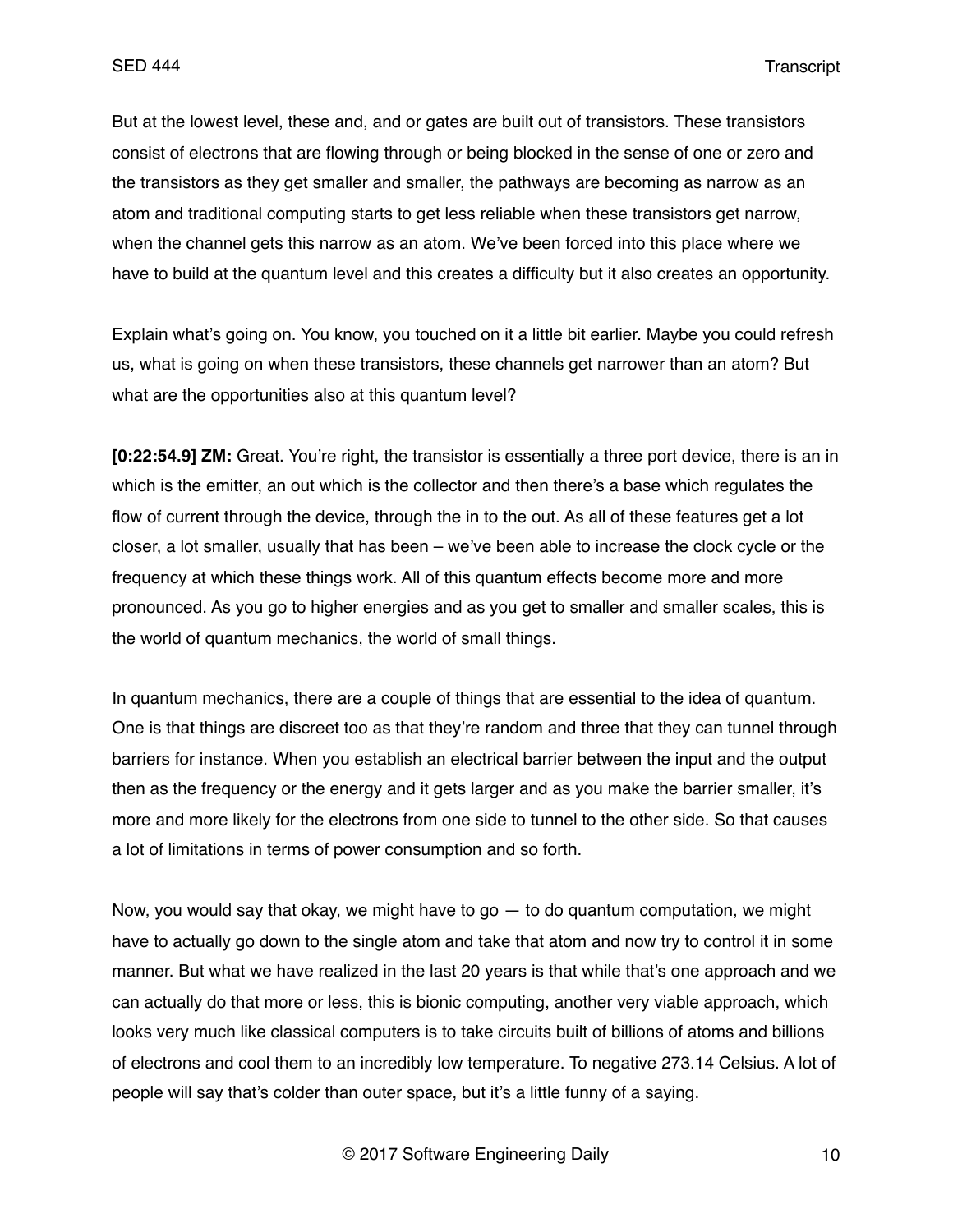But at the lowest level, these and, and or gates are built out of transistors. These transistors consist of electrons that are flowing through or being blocked in the sense of one or zero and the transistors as they get smaller and smaller, the pathways are becoming as narrow as an atom and traditional computing starts to get less reliable when these transistors get narrow, when the channel gets this narrow as an atom. We've been forced into this place where we have to build at the quantum level and this creates a difficulty but it also creates an opportunity.

Explain what's going on. You know, you touched on it a little bit earlier. Maybe you could refresh us, what is going on when these transistors, these channels get narrower than an atom? But what are the opportunities also at this quantum level?

**[0:22:54.9] ZM:** Great. You're right, the transistor is essentially a three port device, there is an in which is the emitter, an out which is the collector and then there's a base which regulates the flow of current through the device, through the in to the out. As all of these features get a lot closer, a lot smaller, usually that has been – we've been able to increase the clock cycle or the frequency at which these things work. All of this quantum effects become more and more pronounced. As you go to higher energies and as you get to smaller and smaller scales, this is the world of quantum mechanics, the world of small things.

In quantum mechanics, there are a couple of things that are essential to the idea of quantum. One is that things are discreet too as that they're random and three that they can tunnel through barriers for instance. When you establish an electrical barrier between the input and the output then as the frequency or the energy and it gets larger and as you make the barrier smaller, it's more and more likely for the electrons from one side to tunnel to the other side. So that causes a lot of limitations in terms of power consumption and so forth.

Now, you would say that okay, we might have to go — to do quantum computation, we might have to actually go down to the single atom and take that atom and now try to control it in some manner. But what we have realized in the last 20 years is that while that's one approach and we can actually do that more or less, this is bionic computing, another very viable approach, which looks very much like classical computers is to take circuits built of billions of atoms and billions of electrons and cool them to an incredibly low temperature. To negative 273.14 Celsius. A lot of people will say that's colder than outer space, but it's a little funny of a saying.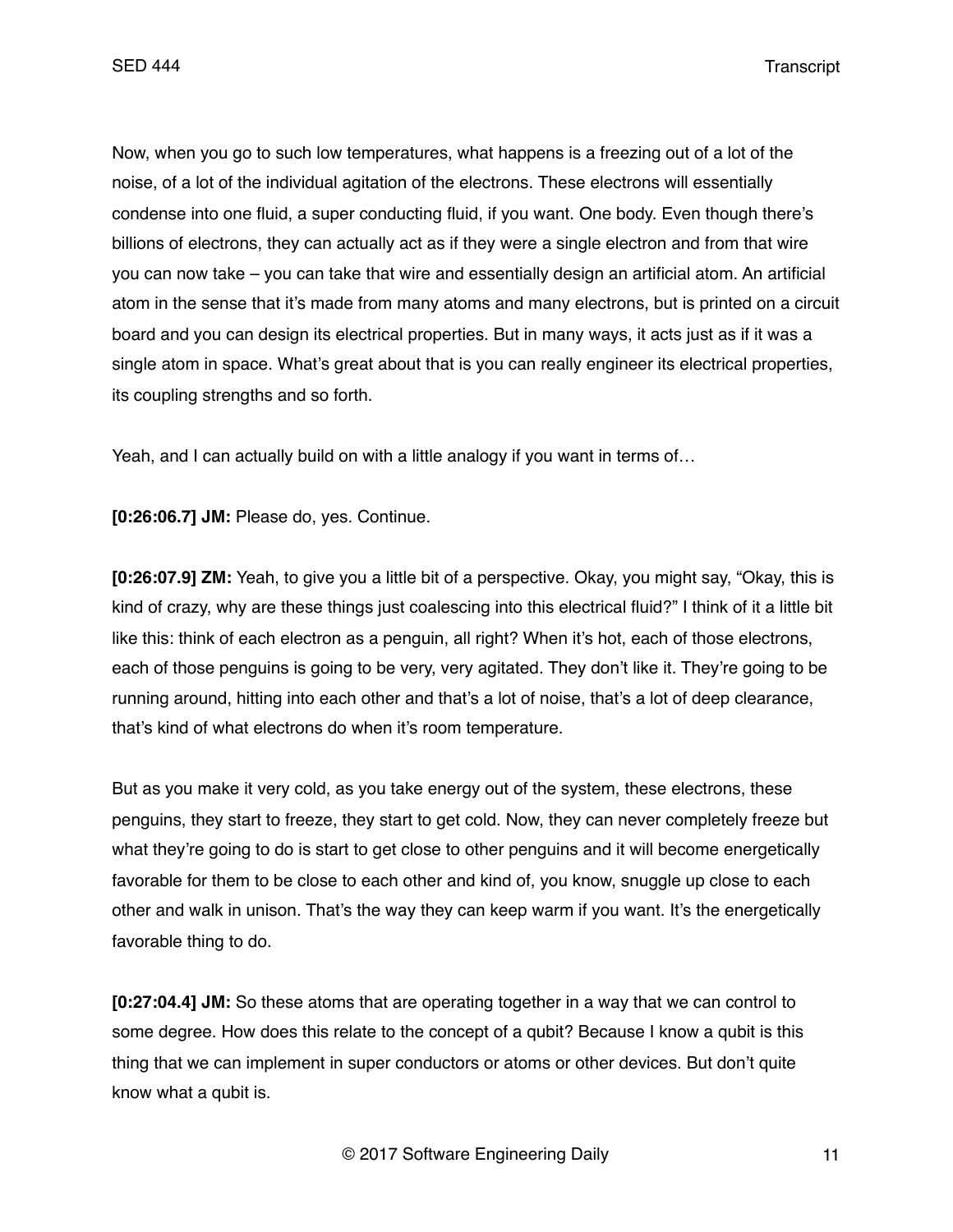Now, when you go to such low temperatures, what happens is a freezing out of a lot of the noise, of a lot of the individual agitation of the electrons. These electrons will essentially condense into one fluid, a super conducting fluid, if you want. One body. Even though there's billions of electrons, they can actually act as if they were a single electron and from that wire you can now take – you can take that wire and essentially design an artificial atom. An artificial atom in the sense that it's made from many atoms and many electrons, but is printed on a circuit board and you can design its electrical properties. But in many ways, it acts just as if it was a single atom in space. What's great about that is you can really engineer its electrical properties, its coupling strengths and so forth.

Yeah, and I can actually build on with a little analogy if you want in terms of…

**[0:26:06.7] JM:** Please do, yes. Continue.

**[0:26:07.9] ZM:** Yeah, to give you a little bit of a perspective. Okay, you might say, "Okay, this is kind of crazy, why are these things just coalescing into this electrical fluid?" I think of it a little bit like this: think of each electron as a penguin, all right? When it's hot, each of those electrons, each of those penguins is going to be very, very agitated. They don't like it. They're going to be running around, hitting into each other and that's a lot of noise, that's a lot of deep clearance, that's kind of what electrons do when it's room temperature.

But as you make it very cold, as you take energy out of the system, these electrons, these penguins, they start to freeze, they start to get cold. Now, they can never completely freeze but what they're going to do is start to get close to other penguins and it will become energetically favorable for them to be close to each other and kind of, you know, snuggle up close to each other and walk in unison. That's the way they can keep warm if you want. It's the energetically favorable thing to do.

**[0:27:04.4] JM:** So these atoms that are operating together in a way that we can control to some degree. How does this relate to the concept of a qubit? Because I know a qubit is this thing that we can implement in super conductors or atoms or other devices. But don't quite know what a qubit is.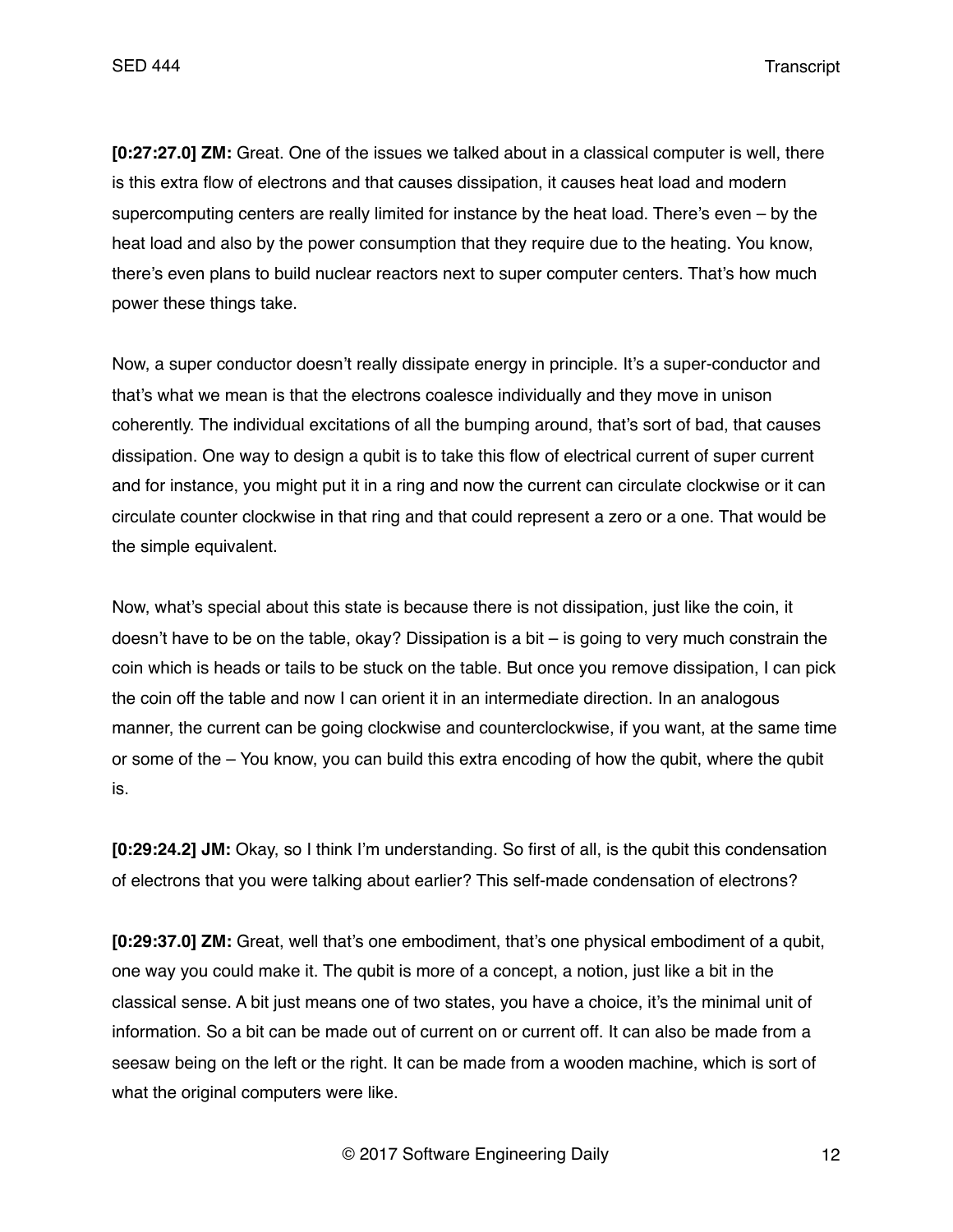**[0:27:27.0] ZM:** Great. One of the issues we talked about in a classical computer is well, there is this extra flow of electrons and that causes dissipation, it causes heat load and modern supercomputing centers are really limited for instance by the heat load. There's even – by the heat load and also by the power consumption that they require due to the heating. You know, there's even plans to build nuclear reactors next to super computer centers. That's how much power these things take.

Now, a super conductor doesn't really dissipate energy in principle. It's a super-conductor and that's what we mean is that the electrons coalesce individually and they move in unison coherently. The individual excitations of all the bumping around, that's sort of bad, that causes dissipation. One way to design a qubit is to take this flow of electrical current of super current and for instance, you might put it in a ring and now the current can circulate clockwise or it can circulate counter clockwise in that ring and that could represent a zero or a one. That would be the simple equivalent.

Now, what's special about this state is because there is not dissipation, just like the coin, it doesn't have to be on the table, okay? Dissipation is a bit – is going to very much constrain the coin which is heads or tails to be stuck on the table. But once you remove dissipation, I can pick the coin off the table and now I can orient it in an intermediate direction. In an analogous manner, the current can be going clockwise and counterclockwise, if you want, at the same time or some of the – You know, you can build this extra encoding of how the qubit, where the qubit is.

**[0:29:24.2] JM:** Okay, so I think I'm understanding. So first of all, is the qubit this condensation of electrons that you were talking about earlier? This self-made condensation of electrons?

**[0:29:37.0] ZM:** Great, well that's one embodiment, that's one physical embodiment of a qubit, one way you could make it. The qubit is more of a concept, a notion, just like a bit in the classical sense. A bit just means one of two states, you have a choice, it's the minimal unit of information. So a bit can be made out of current on or current off. It can also be made from a seesaw being on the left or the right. It can be made from a wooden machine, which is sort of what the original computers were like.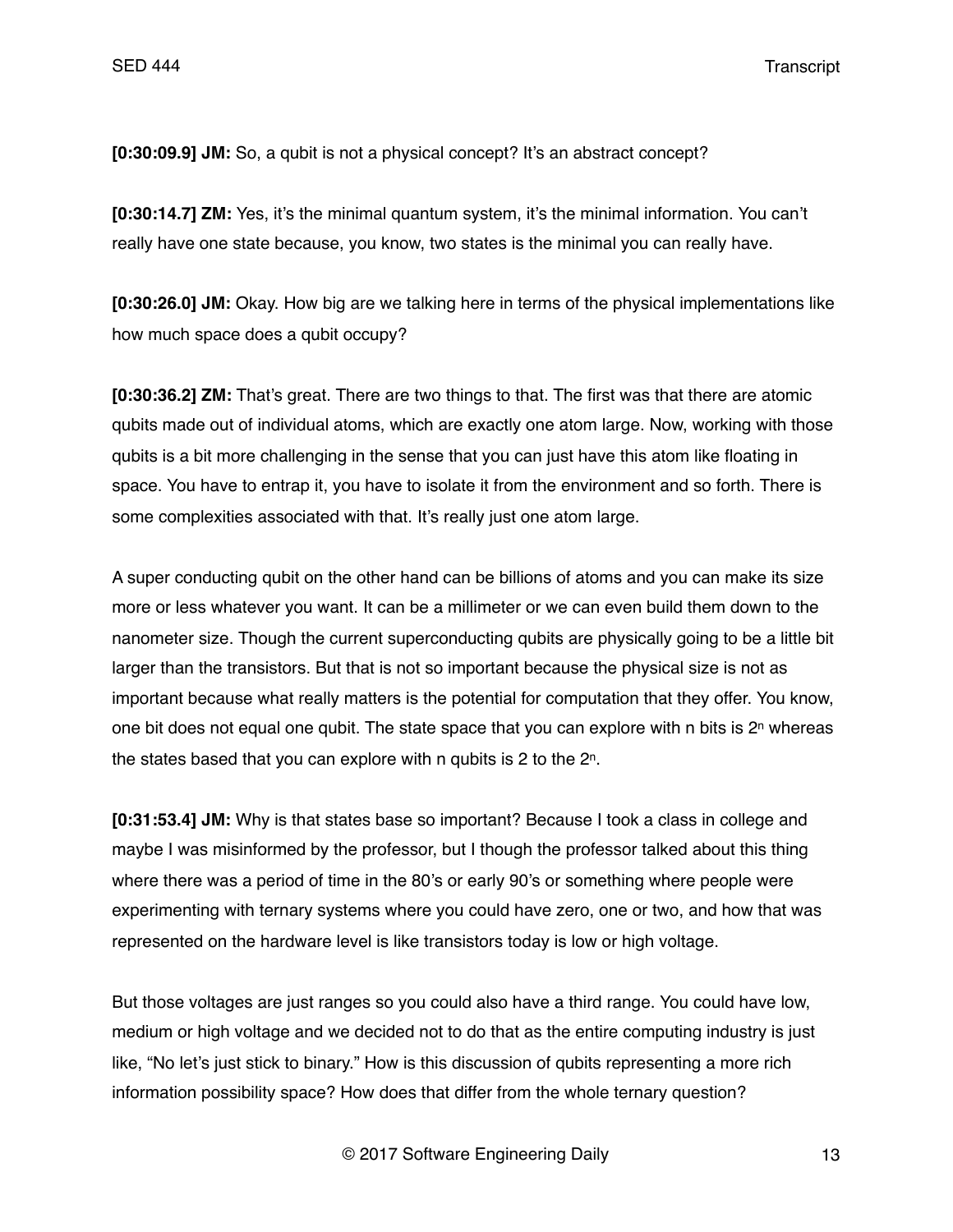**[0:30:09.9] JM:** So, a qubit is not a physical concept? It's an abstract concept?

**[0:30:14.7] ZM:** Yes, it's the minimal quantum system, it's the minimal information. You can't really have one state because, you know, two states is the minimal you can really have.

**[0:30:26.0] JM:** Okay. How big are we talking here in terms of the physical implementations like how much space does a qubit occupy?

**[0:30:36.2] ZM:** That's great. There are two things to that. The first was that there are atomic qubits made out of individual atoms, which are exactly one atom large. Now, working with those qubits is a bit more challenging in the sense that you can just have this atom like floating in space. You have to entrap it, you have to isolate it from the environment and so forth. There is some complexities associated with that. It's really just one atom large.

A super conducting qubit on the other hand can be billions of atoms and you can make its size more or less whatever you want. It can be a millimeter or we can even build them down to the nanometer size. Though the current superconducting qubits are physically going to be a little bit larger than the transistors. But that is not so important because the physical size is not as important because what really matters is the potential for computation that they offer. You know, one bit does not equal one qubit. The state space that you can explore with n bits is $2^n$ whereas the states based that you can explore with n qubits is 2 to the $2^n$.

**[0:31:53.4] JM:** Why is that states base so important? Because I took a class in college and maybe I was misinformed by the professor, but I though the professor talked about this thing where there was a period of time in the 80's or early 90's or something where people were experimenting with ternary systems where you could have zero, one or two, and how that was represented on the hardware level is like transistors today is low or high voltage.

But those voltages are just ranges so you could also have a third range. You could have low, medium or high voltage and we decided not to do that as the entire computing industry is just like, "No let's just stick to binary." How is this discussion of qubits representing a more rich information possibility space? How does that differ from the whole ternary question?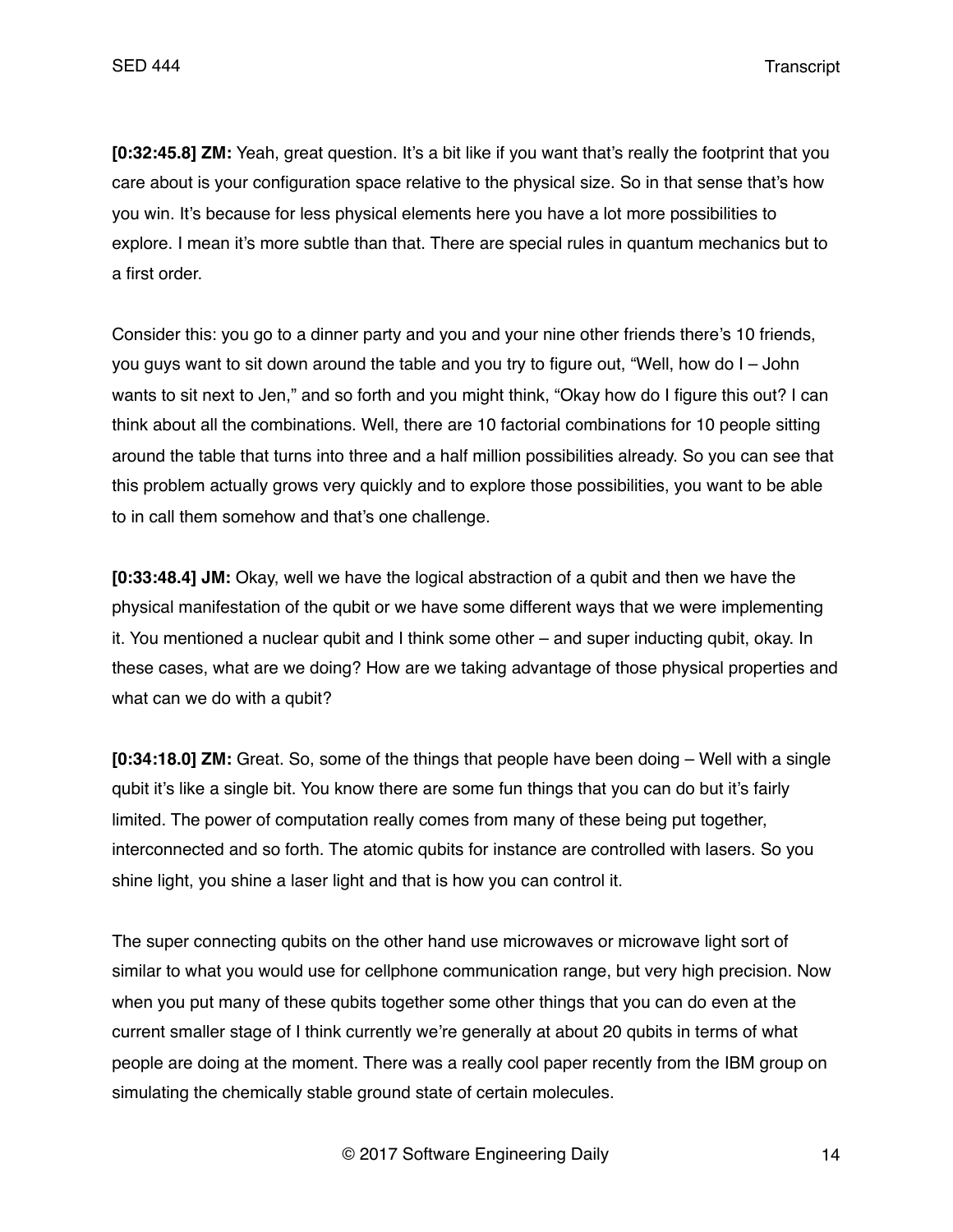**[0:32:45.8] ZM:** Yeah, great question. It's a bit like if you want that's really the footprint that you care about is your configuration space relative to the physical size. So in that sense that's how you win. It's because for less physical elements here you have a lot more possibilities to explore. I mean it's more subtle than that. There are special rules in quantum mechanics but to a first order.

Consider this: you go to a dinner party and you and your nine other friends there's 10 friends, you guys want to sit down around the table and you try to figure out, "Well, how do I – John wants to sit next to Jen," and so forth and you might think, "Okay how do I figure this out? I can think about all the combinations. Well, there are 10 factorial combinations for 10 people sitting around the table that turns into three and a half million possibilities already. So you can see that this problem actually grows very quickly and to explore those possibilities, you want to be able to in call them somehow and that's one challenge.

**[0:33:48.4] JM:** Okay, well we have the logical abstraction of a qubit and then we have the physical manifestation of the qubit or we have some different ways that we were implementing it. You mentioned a nuclear qubit and I think some other – and super inducting qubit, okay. In these cases, what are we doing? How are we taking advantage of those physical properties and what can we do with a qubit?

**[0:34:18.0] ZM:** Great. So, some of the things that people have been doing – Well with a single qubit it's like a single bit. You know there are some fun things that you can do but it's fairly limited. The power of computation really comes from many of these being put together, interconnected and so forth. The atomic qubits for instance are controlled with lasers. So you shine light, you shine a laser light and that is how you can control it.

The super connecting qubits on the other hand use microwaves or microwave light sort of similar to what you would use for cellphone communication range, but very high precision. Now when you put many of these qubits together some other things that you can do even at the current smaller stage of I think currently we're generally at about 20 qubits in terms of what people are doing at the moment. There was a really cool paper recently from the IBM group on simulating the chemically stable ground state of certain molecules.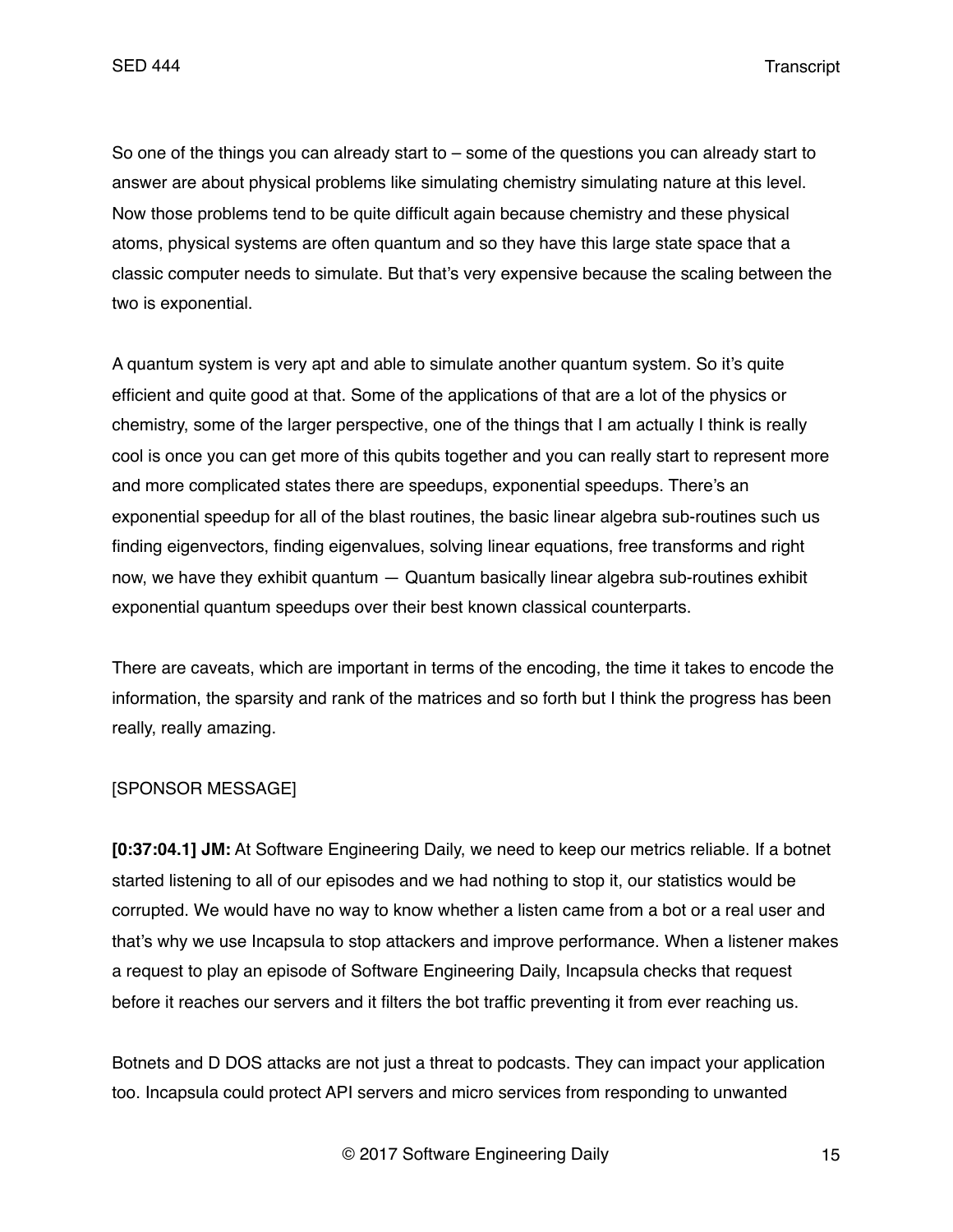So one of the things you can already start to – some of the questions you can already start to answer are about physical problems like simulating chemistry simulating nature at this level. Now those problems tend to be quite difficult again because chemistry and these physical atoms, physical systems are often quantum and so they have this large state space that a classic computer needs to simulate. But that's very expensive because the scaling between the two is exponential.

A quantum system is very apt and able to simulate another quantum system. So it's quite efficient and quite good at that. Some of the applications of that are a lot of the physics or chemistry, some of the larger perspective, one of the things that I am actually I think is really cool is once you can get more of this qubits together and you can really start to represent more and more complicated states there are speedups, exponential speedups. There's an exponential speedup for all of the blast routines, the basic linear algebra sub-routines such us finding eigenvectors, finding eigenvalues, solving linear equations, free transforms and right now, we have they exhibit quantum — Quantum basically linear algebra sub-routines exhibit exponential quantum speedups over their best known classical counterparts.

There are caveats, which are important in terms of the encoding, the time it takes to encode the information, the sparsity and rank of the matrices and so forth but I think the progress has been really, really amazing.

[SPONSOR MESSAGE]

**[0:37:04.1] JM:** At Software Engineering Daily, we need to keep our metrics reliable. If a botnet started listening to all of our episodes and we had nothing to stop it, our statistics would be corrupted. We would have no way to know whether a listen came from a bot or a real user and that's why we use Incapsula to stop attackers and improve performance. When a listener makes a request to play an episode of Software Engineering Daily, Incapsula checks that request before it reaches our servers and it filters the bot traffic preventing it from ever reaching us.

Botnets and D DOS attacks are not just a threat to podcasts. They can impact your application too. Incapsula could protect API servers and micro services from responding to unwanted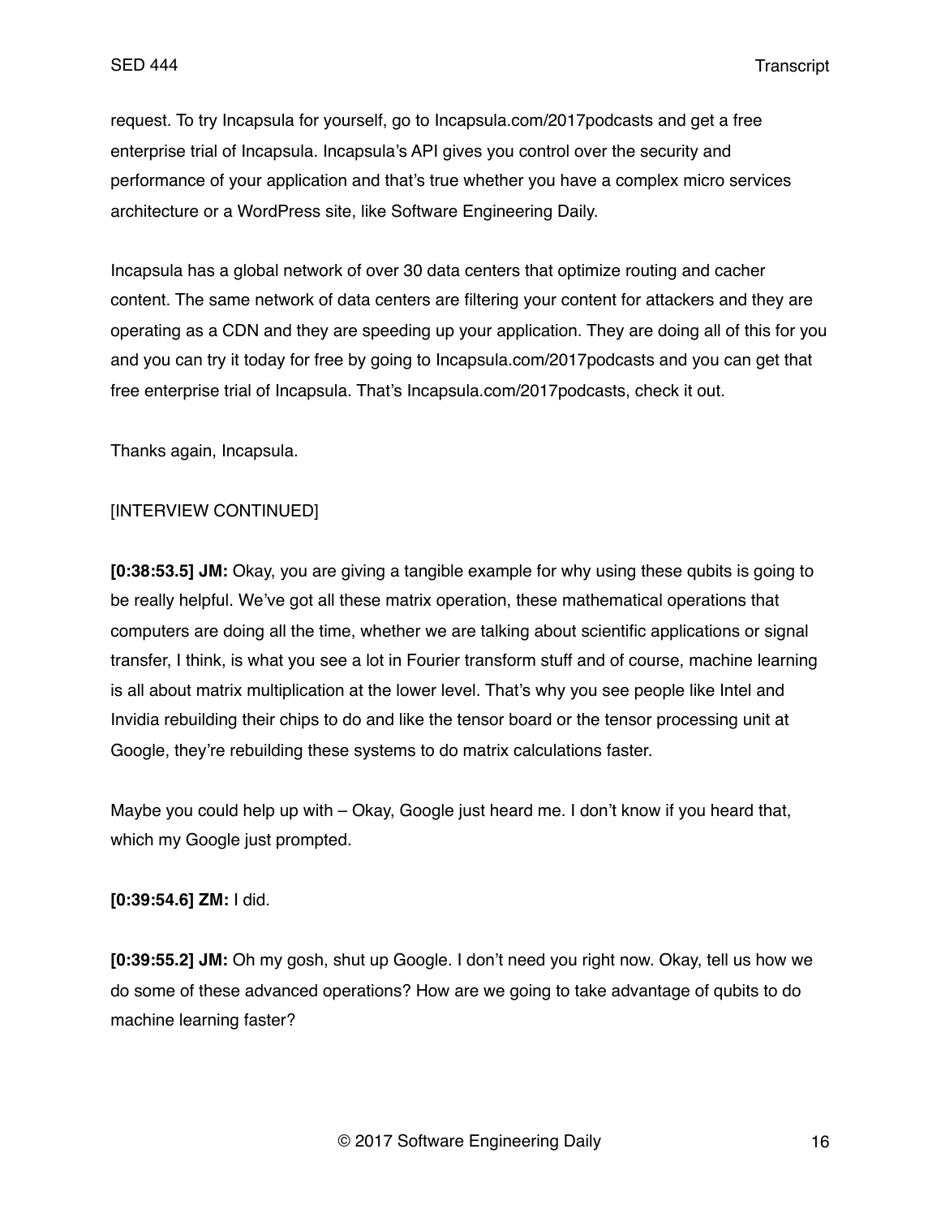request. To try Incapsula for yourself, go to Incapsula.com/2017podcasts and get a free enterprise trial of Incapsula. Incapsula's API gives you control over the security and performance of your application and that's true whether you have a complex micro services architecture or a WordPress site, like Software Engineering Daily.

Incapsula has a global network of over 30 data centers that optimize routing and cacher content. The same network of data centers are filtering your content for attackers and they are operating as a CDN and they are speeding up your application. They are doing all of this for you and you can try it today for free by going to Incapsula.com/2017podcasts and you can get that free enterprise trial of Incapsula. That's Incapsula.com/2017podcasts, check it out.

Thanks again, Incapsula.

[INTERVIEW CONTINUED]

**[0:38:53.5] JM:** Okay, you are giving a tangible example for why using these qubits is going to be really helpful. We've got all these matrix operation, these mathematical operations that computers are doing all the time, whether we are talking about scientific applications or signal transfer, I think, is what you see a lot in Fourier transform stuff and of course, machine learning is all about matrix multiplication at the lower level. That's why you see people like Intel and Invidia rebuilding their chips to do and like the tensor board or the tensor processing unit at Google, they're rebuilding these systems to do matrix calculations faster.

Maybe you could help up with – Okay, Google just heard me. I don't know if you heard that, which my Google just prompted.

**[0:39:54.6] ZM:** I did.

**[0:39:55.2] JM:** Oh my gosh, shut up Google. I don't need you right now. Okay, tell us how we do some of these advanced operations? How are we going to take advantage of qubits to do machine learning faster?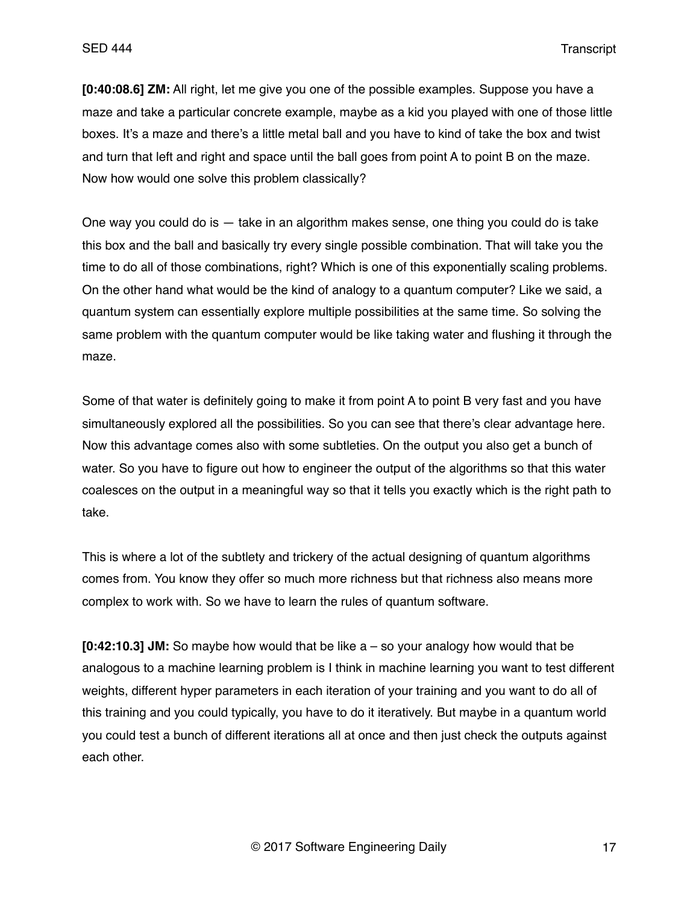**[0:40:08.6] ZM:** All right, let me give you one of the possible examples. Suppose you have a maze and take a particular concrete example, maybe as a kid you played with one of those little boxes. It's a maze and there's a little metal ball and you have to kind of take the box and twist and turn that left and right and space until the ball goes from point A to point B on the maze. Now how would one solve this problem classically?

One way you could do is — take in an algorithm makes sense, one thing you could do is take this box and the ball and basically try every single possible combination. That will take you the time to do all of those combinations, right? Which is one of this exponentially scaling problems. On the other hand what would be the kind of analogy to a quantum computer? Like we said, a quantum system can essentially explore multiple possibilities at the same time. So solving the same problem with the quantum computer would be like taking water and flushing it through the maze.

Some of that water is definitely going to make it from point A to point B very fast and you have simultaneously explored all the possibilities. So you can see that there's clear advantage here. Now this advantage comes also with some subtleties. On the output you also get a bunch of water. So you have to figure out how to engineer the output of the algorithms so that this water coalesces on the output in a meaningful way so that it tells you exactly which is the right path to take.

This is where a lot of the subtlety and trickery of the actual designing of quantum algorithms comes from. You know they offer so much more richness but that richness also means more complex to work with. So we have to learn the rules of quantum software.

**[0:42:10.3] JM:** So maybe how would that be like a – so your analogy how would that be analogous to a machine learning problem is I think in machine learning you want to test different weights, different hyper parameters in each iteration of your training and you want to do all of this training and you could typically, you have to do it iteratively. But maybe in a quantum world you could test a bunch of different iterations all at once and then just check the outputs against each other.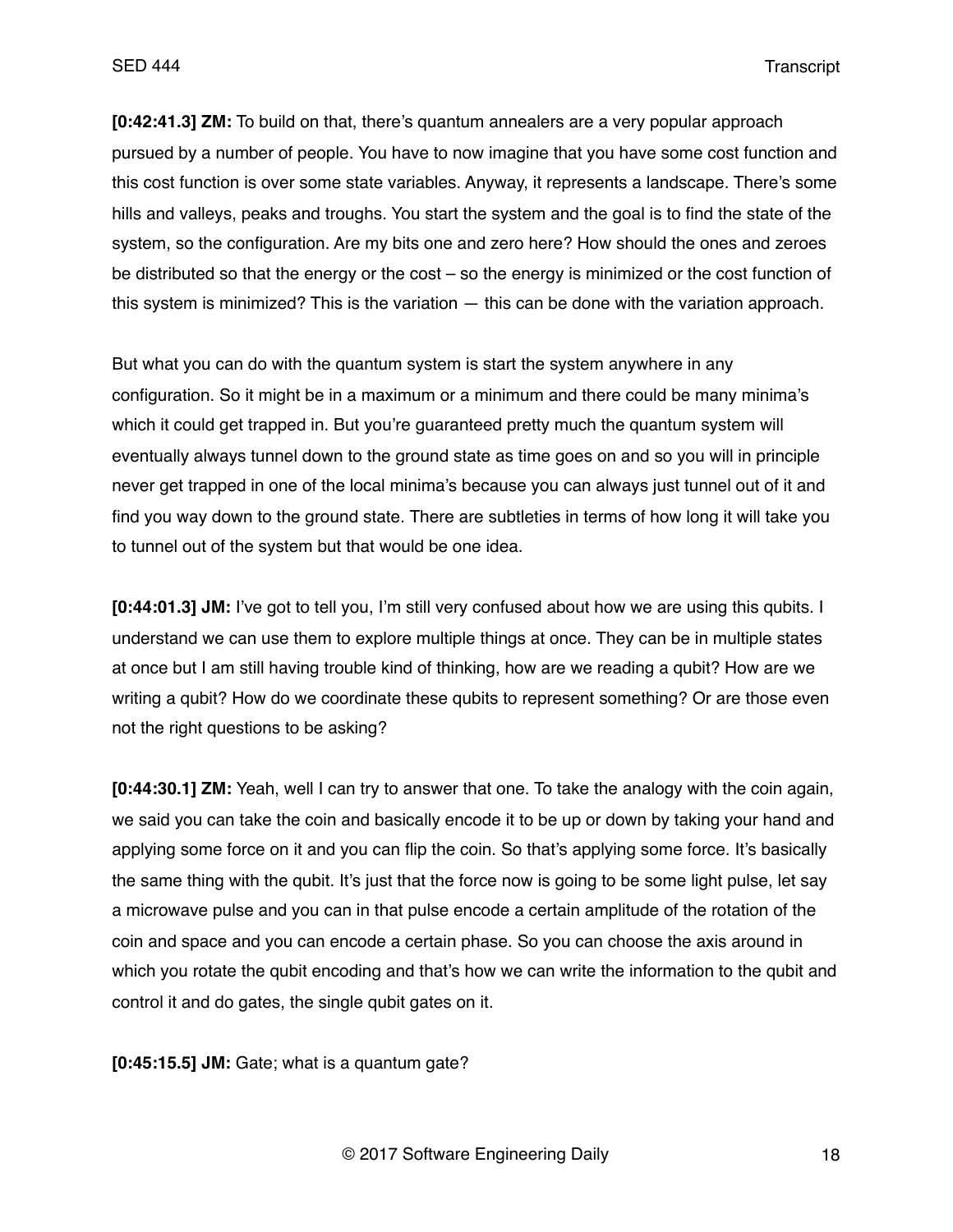**[0:42:41.3] ZM:** To build on that, there's quantum annealers are a very popular approach pursued by a number of people. You have to now imagine that you have some cost function and this cost function is over some state variables. Anyway, it represents a landscape. There's some hills and valleys, peaks and troughs. You start the system and the goal is to find the state of the system, so the configuration. Are my bits one and zero here? How should the ones and zeroes be distributed so that the energy or the cost – so the energy is minimized or the cost function of this system is minimized? This is the variation — this can be done with the variation approach.

But what you can do with the quantum system is start the system anywhere in any configuration. So it might be in a maximum or a minimum and there could be many minima's which it could get trapped in. But you're guaranteed pretty much the quantum system will eventually always tunnel down to the ground state as time goes on and so you will in principle never get trapped in one of the local minima's because you can always just tunnel out of it and find you way down to the ground state. There are subtleties in terms of how long it will take you to tunnel out of the system but that would be one idea.

**[0:44:01.3] JM:** I've got to tell you, I'm still very confused about how we are using this qubits. I understand we can use them to explore multiple things at once. They can be in multiple states at once but I am still having trouble kind of thinking, how are we reading a qubit? How are we writing a qubit? How do we coordinate these qubits to represent something? Or are those even not the right questions to be asking?

**[0:44:30.1] ZM:** Yeah, well I can try to answer that one. To take the analogy with the coin again, we said you can take the coin and basically encode it to be up or down by taking your hand and applying some force on it and you can flip the coin. So that's applying some force. It's basically the same thing with the qubit. It's just that the force now is going to be some light pulse, let say a microwave pulse and you can in that pulse encode a certain amplitude of the rotation of the coin and space and you can encode a certain phase. So you can choose the axis around in which you rotate the qubit encoding and that's how we can write the information to the qubit and control it and do gates, the single qubit gates on it.

**[0:45:15.5] JM:** Gate; what is a quantum gate?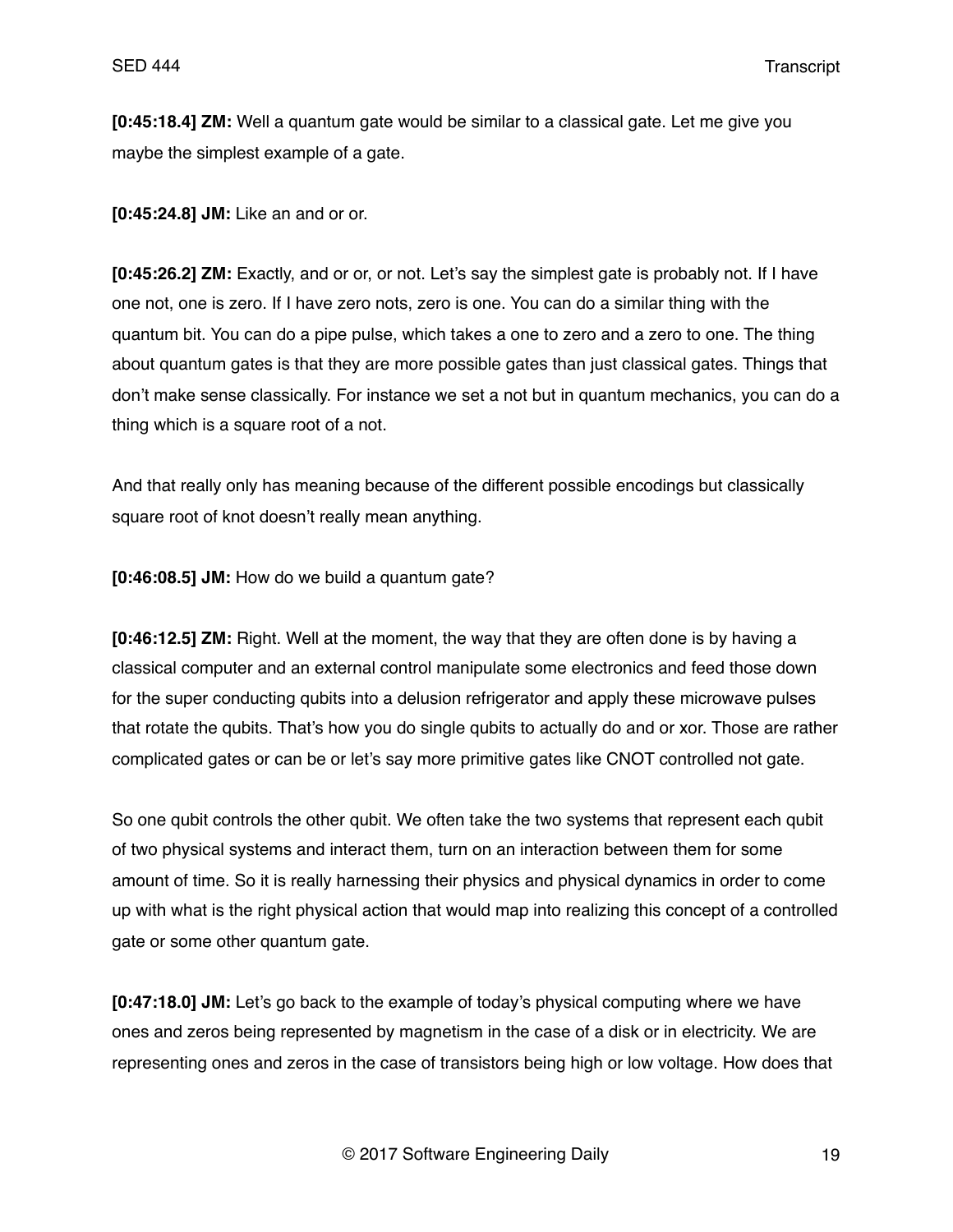**[0:45:18.4] ZM:** Well a quantum gate would be similar to a classical gate. Let me give you maybe the simplest example of a gate.

**[0:45:24.8] JM:** Like an and or or.

**[0:45:26.2] ZM:** Exactly, and or or, or not. Let's say the simplest gate is probably not. If I have one not, one is zero. If I have zero nots, zero is one. You can do a similar thing with the quantum bit. You can do a pipe pulse, which takes a one to zero and a zero to one. The thing about quantum gates is that they are more possible gates than just classical gates. Things that don't make sense classically. For instance we set a not but in quantum mechanics, you can do a thing which is a square root of a not.

And that really only has meaning because of the different possible encodings but classically square root of knot doesn't really mean anything.

**[0:46:08.5] JM:** How do we build a quantum gate?

**[0:46:12.5] ZM:** Right. Well at the moment, the way that they are often done is by having a classical computer and an external control manipulate some electronics and feed those down for the super conducting qubits into a delusion refrigerator and apply these microwave pulses that rotate the qubits. That's how you do single qubits to actually do and or xor. Those are rather complicated gates or can be or let's say more primitive gates like CNOT controlled not gate.

So one qubit controls the other qubit. We often take the two systems that represent each qubit of two physical systems and interact them, turn on an interaction between them for some amount of time. So it is really harnessing their physics and physical dynamics in order to come up with what is the right physical action that would map into realizing this concept of a controlled gate or some other quantum gate.

**[0:47:18.0] JM:** Let's go back to the example of today's physical computing where we have ones and zeros being represented by magnetism in the case of a disk or in electricity. We are representing ones and zeros in the case of transistors being high or low voltage. How does that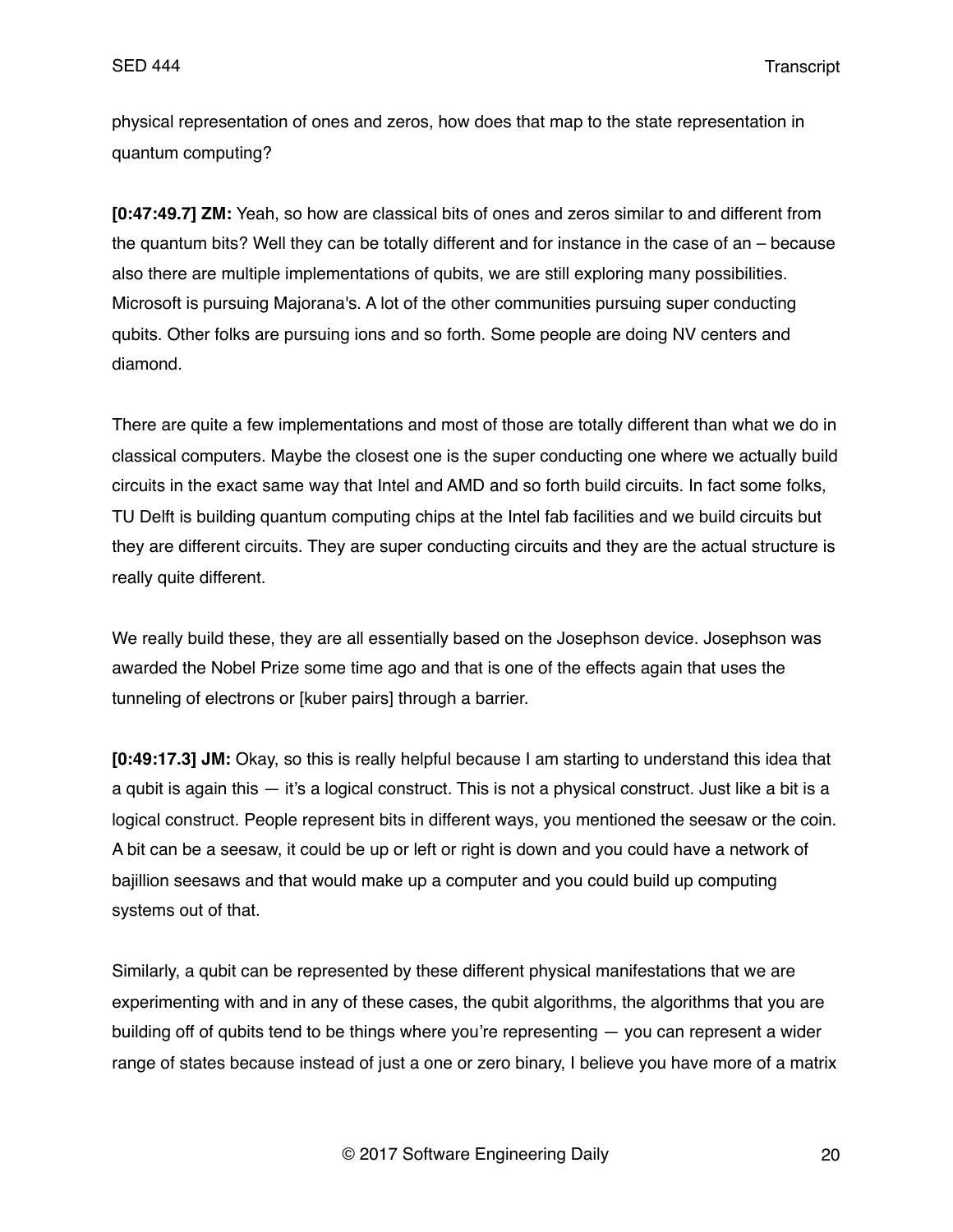physical representation of ones and zeros, how does that map to the state representation in quantum computing?

**[0:47:49.7] ZM:** Yeah, so how are classical bits of ones and zeros similar to and different from the quantum bits? Well they can be totally different and for instance in the case of an – because also there are multiple implementations of qubits, we are still exploring many possibilities. Microsoft is pursuing Majorana's. A lot of the other communities pursuing super conducting qubits. Other folks are pursuing ions and so forth. Some people are doing NV centers and diamond.

There are quite a few implementations and most of those are totally different than what we do in classical computers. Maybe the closest one is the super conducting one where we actually build circuits in the exact same way that Intel and AMD and so forth build circuits. In fact some folks, TU Delft is building quantum computing chips at the Intel fab facilities and we build circuits but they are different circuits. They are super conducting circuits and they are the actual structure is really quite different.

We really build these, they are all essentially based on the Josephson device. Josephson was awarded the Nobel Prize some time ago and that is one of the effects again that uses the tunneling of electrons or [kuber pairs] through a barrier.

**[0:49:17.3] JM:** Okay, so this is really helpful because I am starting to understand this idea that a qubit is again this — it's a logical construct. This is not a physical construct. Just like a bit is a logical construct. People represent bits in different ways, you mentioned the seesaw or the coin. A bit can be a seesaw, it could be up or left or right is down and you could have a network of bajillion seesaws and that would make up a computer and you could build up computing systems out of that.

Similarly, a qubit can be represented by these different physical manifestations that we are experimenting with and in any of these cases, the qubit algorithms, the algorithms that you are building off of qubits tend to be things where you're representing — you can represent a wider range of states because instead of just a one or zero binary, I believe you have more of a matrix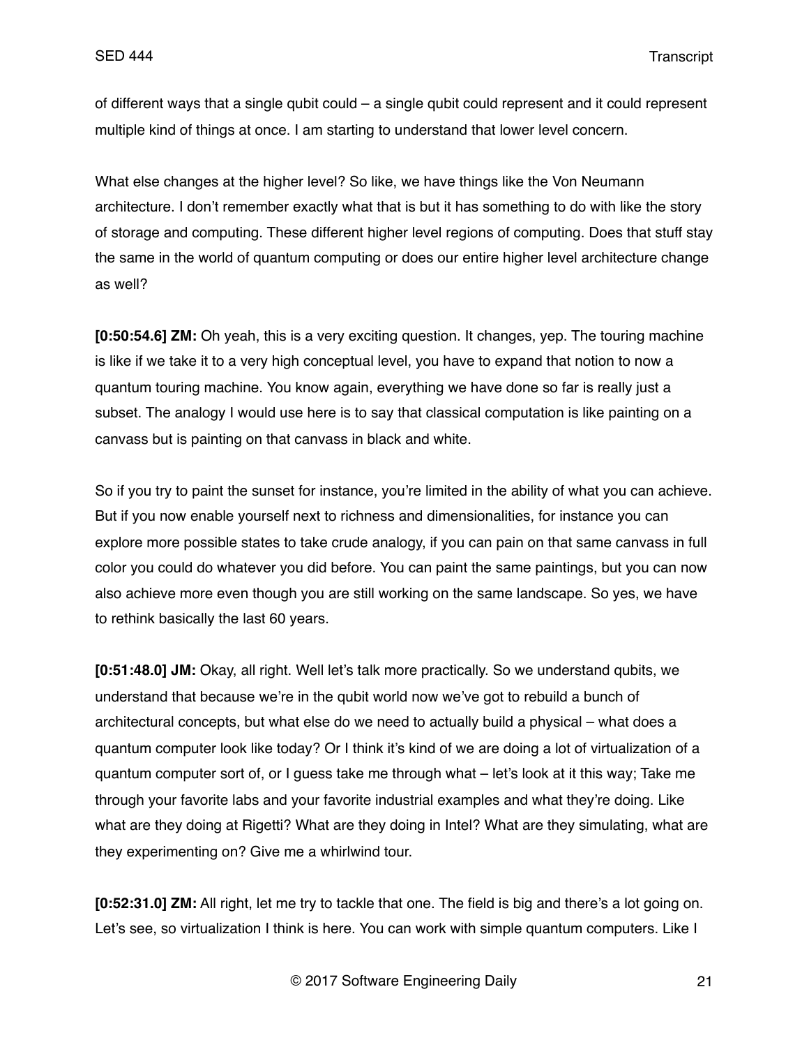of different ways that a single qubit could – a single qubit could represent and it could represent multiple kind of things at once. I am starting to understand that lower level concern.

What else changes at the higher level? So like, we have things like the Von Neumann architecture. I don't remember exactly what that is but it has something to do with like the story of storage and computing. These different higher level regions of computing. Does that stuff stay the same in the world of quantum computing or does our entire higher level architecture change as well?

**[0:50:54.6] ZM:** Oh yeah, this is a very exciting question. It changes, yep. The touring machine is like if we take it to a very high conceptual level, you have to expand that notion to now a quantum touring machine. You know again, everything we have done so far is really just a subset. The analogy I would use here is to say that classical computation is like painting on a canvass but is painting on that canvass in black and white.

So if you try to paint the sunset for instance, you're limited in the ability of what you can achieve. But if you now enable yourself next to richness and dimensionalities, for instance you can explore more possible states to take crude analogy, if you can pain on that same canvass in full color you could do whatever you did before. You can paint the same paintings, but you can now also achieve more even though you are still working on the same landscape. So yes, we have to rethink basically the last 60 years.

**[0:51:48.0] JM:** Okay, all right. Well let's talk more practically. So we understand qubits, we understand that because we're in the qubit world now we've got to rebuild a bunch of architectural concepts, but what else do we need to actually build a physical – what does a quantum computer look like today? Or I think it's kind of we are doing a lot of virtualization of a quantum computer sort of, or I guess take me through what – let's look at it this way; Take me through your favorite labs and your favorite industrial examples and what they're doing. Like what are they doing at Rigetti? What are they doing in Intel? What are they simulating, what are they experimenting on? Give me a whirlwind tour.

**[0:52:31.0] ZM:** All right, let me try to tackle that one. The field is big and there's a lot going on. Let's see, so virtualization I think is here. You can work with simple quantum computers. Like I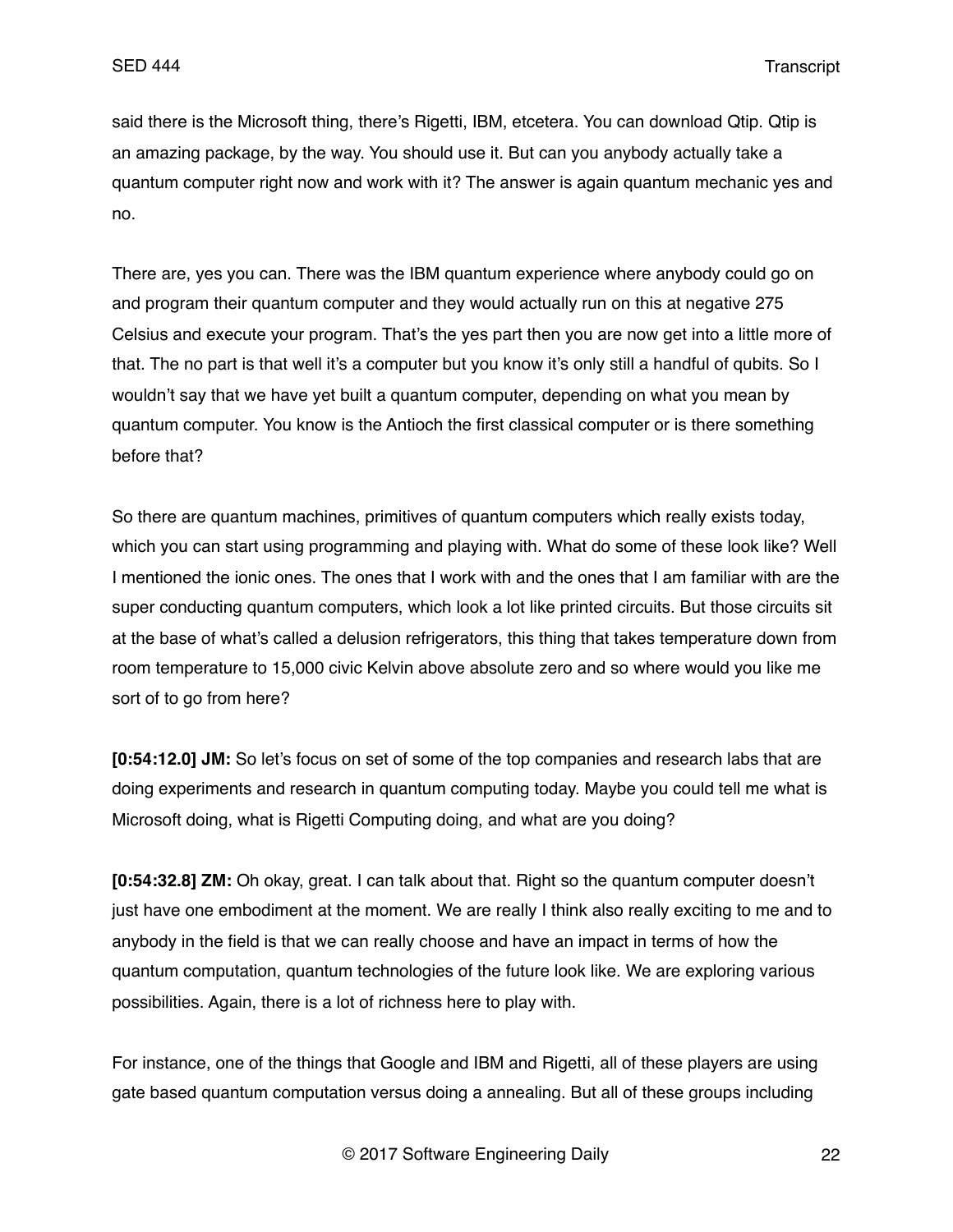said there is the Microsoft thing, there's Rigetti, IBM, etcetera. You can download Qtip. Qtip is an amazing package, by the way. You should use it. But can you anybody actually take a quantum computer right now and work with it? The answer is again quantum mechanic yes and no.

There are, yes you can. There was the IBM quantum experience where anybody could go on and program their quantum computer and they would actually run on this at negative 275 Celsius and execute your program. That's the yes part then you are now get into a little more of that. The no part is that well it's a computer but you know it's only still a handful of qubits. So I wouldn't say that we have yet built a quantum computer, depending on what you mean by quantum computer. You know is the Antioch the first classical computer or is there something before that?

So there are quantum machines, primitives of quantum computers which really exists today, which you can start using programming and playing with. What do some of these look like? Well I mentioned the ionic ones. The ones that I work with and the ones that I am familiar with are the super conducting quantum computers, which look a lot like printed circuits. But those circuits sit at the base of what's called a delusion refrigerators, this thing that takes temperature down from room temperature to 15,000 civic Kelvin above absolute zero and so where would you like me sort of to go from here?

**[0:54:12.0] JM:** So let's focus on set of some of the top companies and research labs that are doing experiments and research in quantum computing today. Maybe you could tell me what is Microsoft doing, what is Rigetti Computing doing, and what are you doing?

**[0:54:32.8] ZM:** Oh okay, great. I can talk about that. Right so the quantum computer doesn't just have one embodiment at the moment. We are really I think also really exciting to me and to anybody in the field is that we can really choose and have an impact in terms of how the quantum computation, quantum technologies of the future look like. We are exploring various possibilities. Again, there is a lot of richness here to play with.

For instance, one of the things that Google and IBM and Rigetti, all of these players are using gate based quantum computation versus doing a annealing. But all of these groups including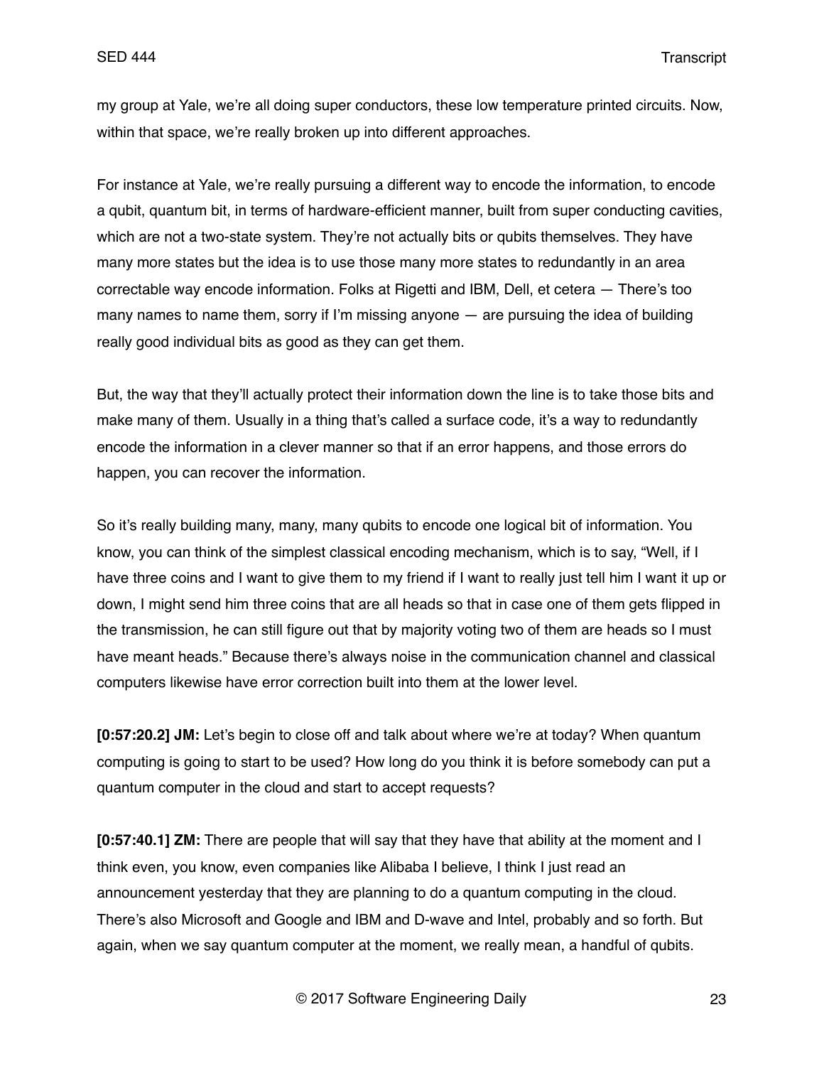my group at Yale, we're all doing super conductors, these low temperature printed circuits. Now, within that space, we're really broken up into different approaches.

For instance at Yale, we're really pursuing a different way to encode the information, to encode a qubit, quantum bit, in terms of hardware-efficient manner, built from super conducting cavities, which are not a two-state system. They're not actually bits or qubits themselves. They have many more states but the idea is to use those many more states to redundantly in an area correctable way encode information. Folks at Rigetti and IBM, Dell, et cetera — There's too many names to name them, sorry if I'm missing anyone — are pursuing the idea of building really good individual bits as good as they can get them.

But, the way that they'll actually protect their information down the line is to take those bits and make many of them. Usually in a thing that's called a surface code, it's a way to redundantly encode the information in a clever manner so that if an error happens, and those errors do happen, you can recover the information.

So it's really building many, many, many qubits to encode one logical bit of information. You know, you can think of the simplest classical encoding mechanism, which is to say, "Well, if I have three coins and I want to give them to my friend if I want to really just tell him I want it up or down, I might send him three coins that are all heads so that in case one of them gets flipped in the transmission, he can still figure out that by majority voting two of them are heads so I must have meant heads." Because there's always noise in the communication channel and classical computers likewise have error correction built into them at the lower level.

**[0:57:20.2] JM:** Let's begin to close off and talk about where we're at today? When quantum computing is going to start to be used? How long do you think it is before somebody can put a quantum computer in the cloud and start to accept requests?

**[0:57:40.1] ZM:** There are people that will say that they have that ability at the moment and I think even, you know, even companies like Alibaba I believe, I think I just read an announcement yesterday that they are planning to do a quantum computing in the cloud. There's also Microsoft and Google and IBM and D-wave and Intel, probably and so forth. But again, when we say quantum computer at the moment, we really mean, a handful of qubits.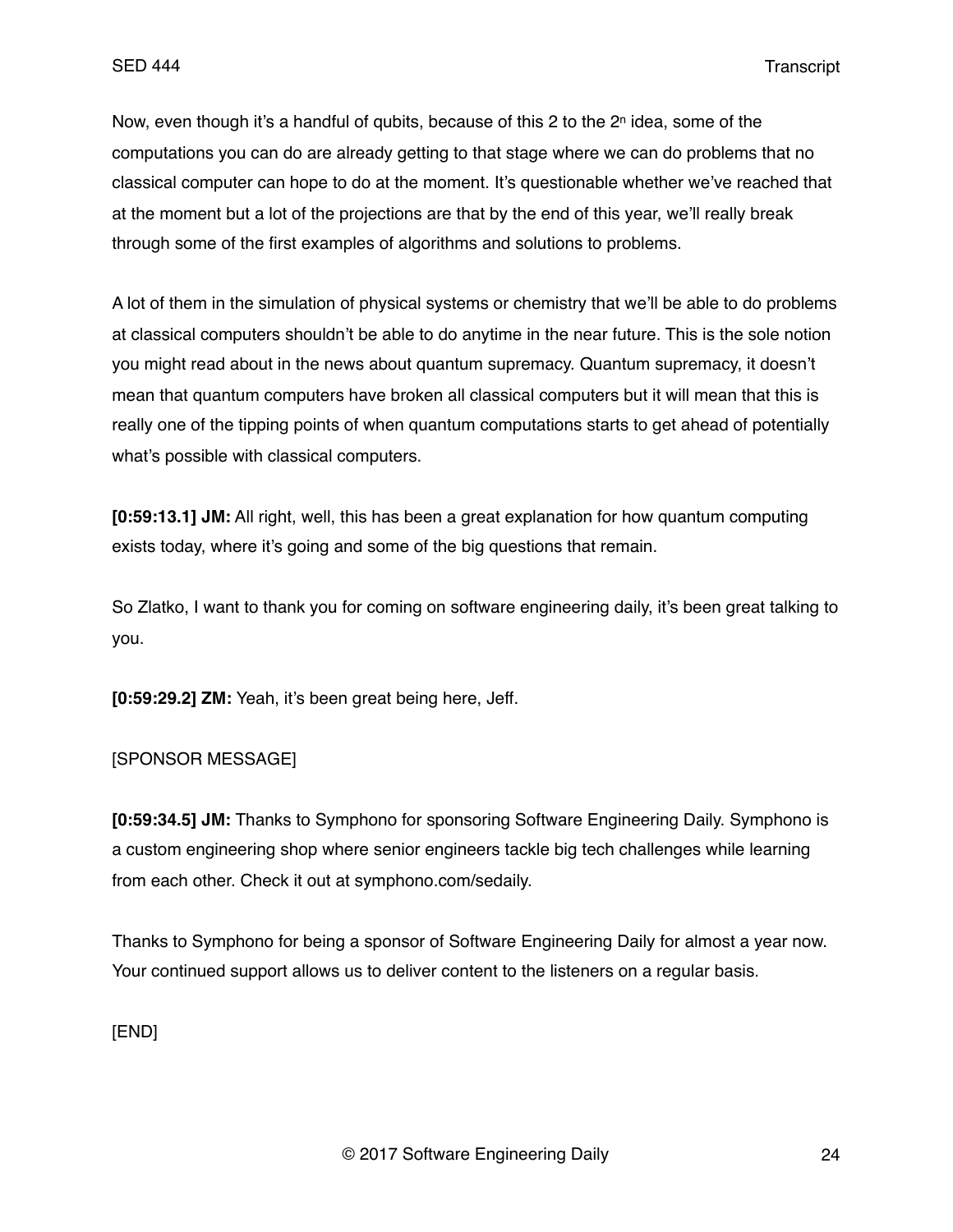Now, even though it's a handful of qubits, because of this 2 to the $2^n$ idea, some of the computations you can do are already getting to that stage where we can do problems that no classical computer can hope to do at the moment. It's questionable whether we've reached that at the moment but a lot of the projections are that by the end of this year, we'll really break through some of the first examples of algorithms and solutions to problems.

A lot of them in the simulation of physical systems or chemistry that we'll be able to do problems at classical computers shouldn't be able to do anytime in the near future. This is the sole notion you might read about in the news about quantum supremacy. Quantum supremacy, it doesn't mean that quantum computers have broken all classical computers but it will mean that this is really one of the tipping points of when quantum computations starts to get ahead of potentially what's possible with classical computers.

**[0:59:13.1] JM:** All right, well, this has been a great explanation for how quantum computing exists today, where it's going and some of the big questions that remain.

So Zlatko, I want to thank you for coming on software engineering daily, it's been great talking to you.

**[0:59:29.2] ZM:** Yeah, it's been great being here, Jeff.

[SPONSOR MESSAGE]

**[0:59:34.5] JM:** Thanks to Symphono for sponsoring Software Engineering Daily. Symphono is a custom engineering shop where senior engineers tackle big tech challenges while learning from each other. Check it out at symphono.com/sedaily.

Thanks to Symphono for being a sponsor of Software Engineering Daily for almost a year now. Your continued support allows us to deliver content to the listeners on a regular basis.

[END]